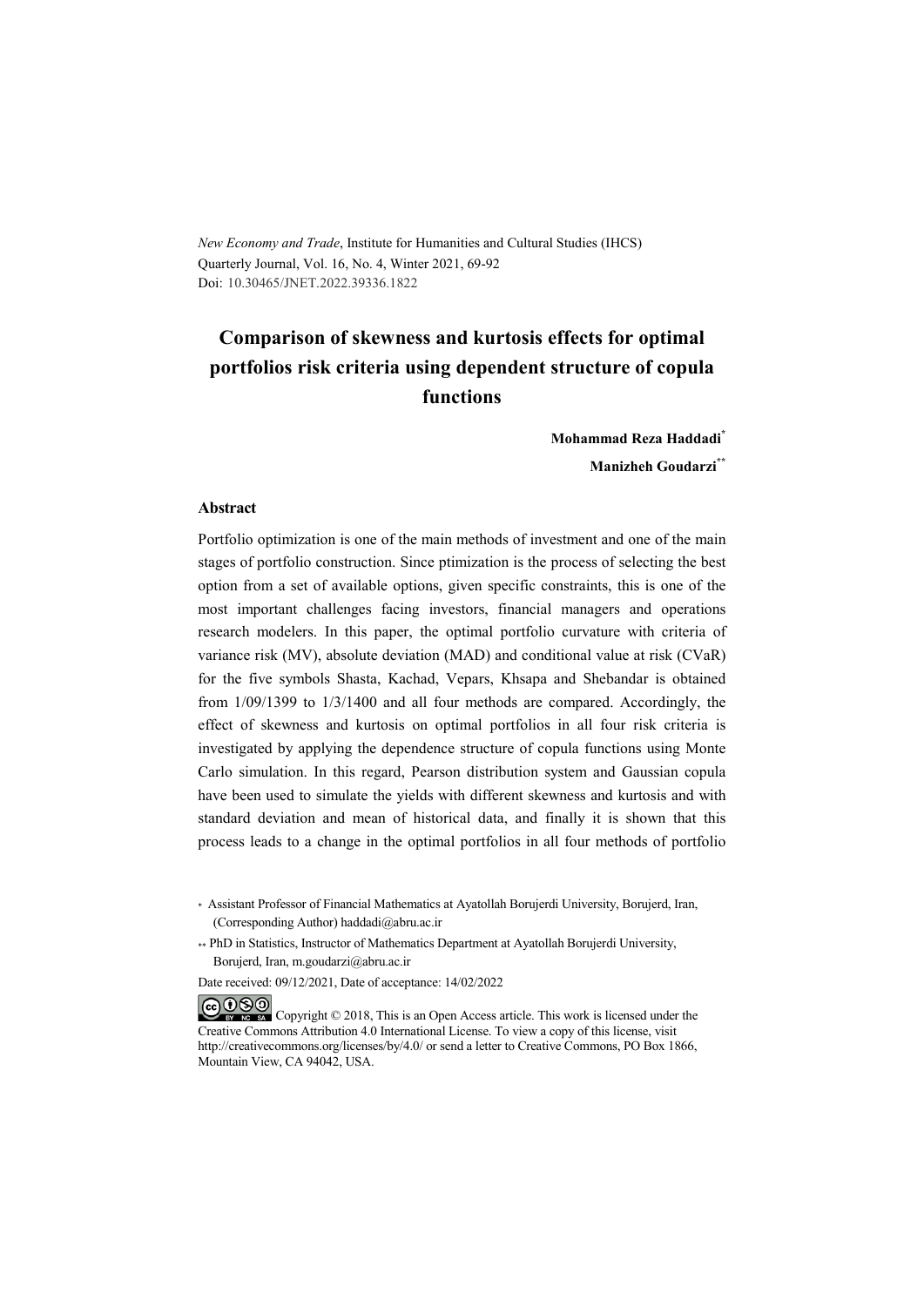*New Economy and Trade*, Institute for Humanities and Cultural Studies (IHCS)
Quarterly Journal, Vol. 16, No. 4, Winter 2021, 69-92
Doi: 10.30465/JNET.2022.39336.1822

# Comparison of skewness and kurtosis effects for optimal portfolios risk criteria using dependent structure of copula functions

**Mohammad Reza Haddadi**[*]

**Manizheh Goudarzi**[**]

### Abstract

Portfolio optimization is one of the main methods of investment and one of the main stages of portfolio construction. Since ptimization is the process of selecting the best option from a set of available options, given specific constraints, this is one of the most important challenges facing investors, financial managers and operations research modelers. In this paper, the optimal portfolio curvature with criteria of variance risk (MV), absolute deviation (MAD) and conditional value at risk (CVaR) for the five symbols Shasta, Kachad, Vepars, Khsapa and Shebandar is obtained from 1/09/1399 to 1/3/1400 and all four methods are compared. Accordingly, the effect of skewness and kurtosis on optimal portfolios in all four risk criteria is investigated by applying the dependence structure of copula functions using Monte Carlo simulation. In this regard, Pearson distribution system and Gaussian copula have been used to simulate the yields with different skewness and kurtosis and with standard deviation and mean of historical data, and finally it is shown that this process leads to a change in the optimal portfolios in all four methods of portfolio

[*] Assistant Professor of Financial Mathematics at Ayatollah Borujerdi University, Borujerd, Iran, (Corresponding Author) haddadi@abru.ac.ir

[**] PhD in Statistics, Instructor of Mathematics Department at Ayatollah Borujerdi University, Borujerd, Iran, m.goudarzi@abru.ac.ir

Date received: 09/12/2021, Date of acceptance: 14/02/2022

Copyright © 2018, This is an Open Access article. This work is licensed under the Creative Commons Attribution 4.0 International License. To view a copy of this license, visit http://creativecommons.org/licenses/by/4.0/ or send a letter to Creative Commons, PO Box 1866, Mountain View, CA 94042, USA.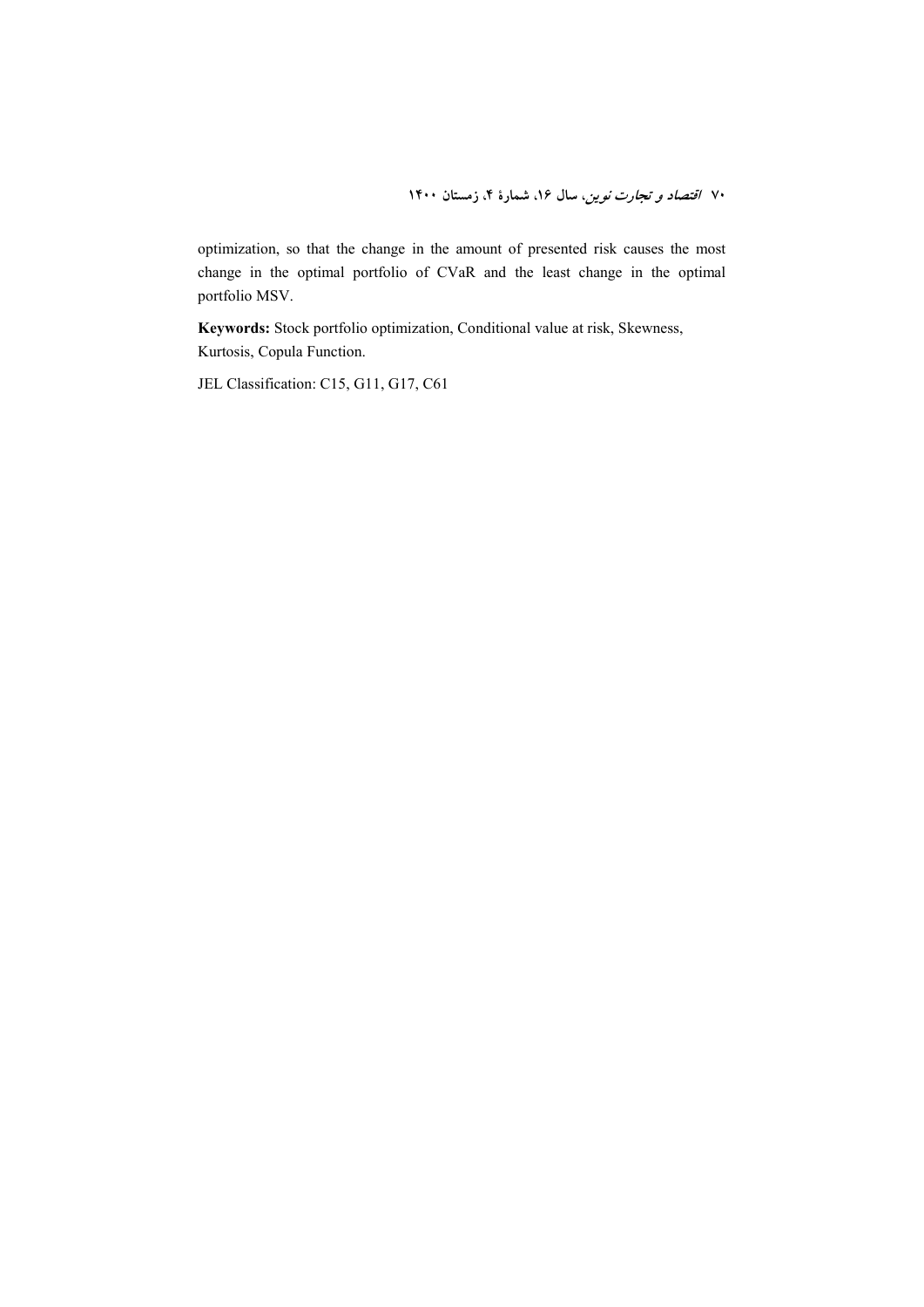optimization, so that the change in the amount of presented risk causes the most change in the optimal portfolio of CVaR and the least change in the optimal portfolio MSV.

**Keywords:** Stock portfolio optimization, Conditional value at risk, Skewness, Kurtosis, Copula Function.

JEL Classification: C15, G11, G17, C61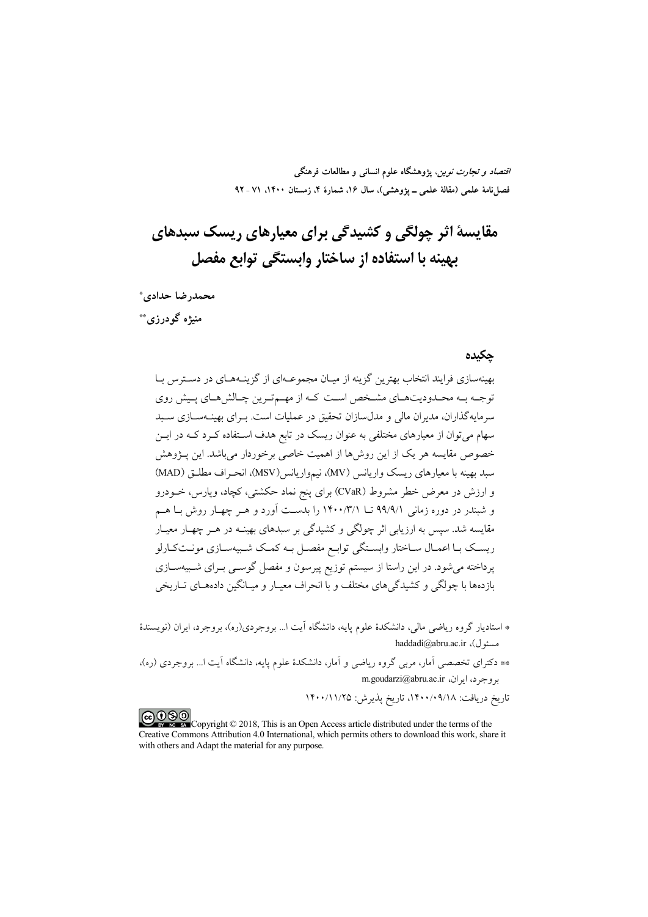# مقایسهٔ اثر چولگی و کشیدگی برای معیارهای ریسک سبدهای بهینه با استفاده از ساختار وابستگی توابع مفصل

**محمدرضا حدادی**[*]

**منیژه گودرزی**[**]

## چکیده

بهینه‌سازی فرایند انتخاب بهترین گزینه از میان مجموعه‌ای از گزینه‌های در دسترس با توجه به محدودیت‌های مشخص است که از مهم‌ترین چالش‌های پیش روی سرمایه‌گذاران، مدیران مالی و مدل‌سازان تحقیق در عملیات است. برای بهینه‌سازی سبد سهام می‌توان از معیارهای مختلفی به عنوان ریسک در تابع هدف استفاده کرد که در این خصوص مقایسه هر یک از این روش‌ها از اهمیت خاصی برخوردار می‌باشد. این پژوهش سبد بهینه با معیارهای ریسک واریانس (MV)، نیم‌واریانس(MSV)، انحراف مطلق (MAD) و ارزش در معرض خطر مشروط (CVaR) برای پنج نماد حکشتی، کچاد، وپارس، خودرو و شبندر در دوره زمانی ۹۹/۹/۱ تا ۱۴۰۰/۳/۱ را بدست آورد و هر چهار روش با هم مقایسه شد. سپس به ارزیابی اثر چولگی و کشیدگی بر سبدهای بهینه در هر چهار معیار ریسک با اعمال ساختار وابستگی توابع مفصل به کمک شبیه‌سازی مونت‌کارلو پرداخته می‌شود. در این راستا از سیستم توزیع پیرسون و مفصل گوسی برای شبیه‌سازی بازده‌ها با چولگی و کشیدگی‌های مختلف و با انحراف معیار و میانگین داده‌های تاریخی

---

[*] استادیار گروه ریاضی مالی، دانشکدهٔ علوم پایه، دانشگاه آیت ا... بروجردی(ره)، بروجرد، ایران (نویسندهٔ مسئول)، haddadi@abru.ac.ir

[**] دکترای تخصصی آمار، مربی گروه ریاضی و آمار، دانشکدهٔ علوم پایه، دانشگاه آیت ا... بروجردی (ره)، بروجرد، ایران، m.goudarzi@abru.ac.ir

تاریخ دریافت: ۱۴۰۰/۰۹/۱۸، تاریخ پذیرش: ۱۴۰۰/۱۱/۲۵

Copyright © 2018, This is an Open Access article distributed under the terms of the Creative Commons Attribution 4.0 International, which permits others to download this work, share it with others and Adapt the material for any purpose.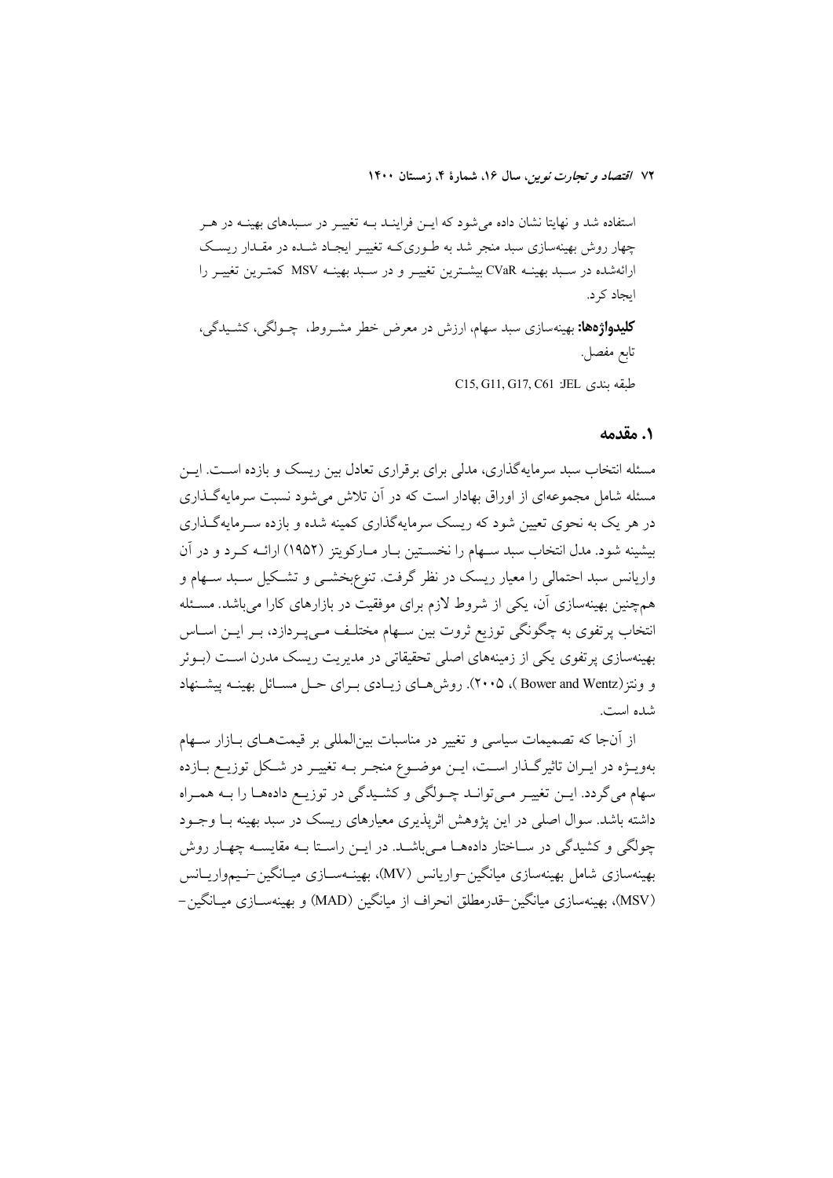استفاده شد و نهایتا نشان داده می‌شود که این فرایند به تغییر در سبدهای بهینه در هر چهار روش بهینه‌سازی سبد منجر شد به طوری‌که تغییر ایجاد شده در مقدار ریسک ارائه‌شده در سبد بهینه CVaR بیشترین تغییر و در سبد بهینه MSV کمترین تغییر را ایجاد کرد.

**کلیدواژه‌ها:** بهینه‌سازی سبد سهام، ارزش در معرض خطر مشروط، چولگی، کشیدگی، تابع مفصل.

طبقه بندی JEL: C15, G11, G17, C61

## ۱. مقدمه

مسئله انتخاب سبد سرمایه‌گذاری، مدلی برای برقراری تعادل بین ریسک و بازده است. این مسئله شامل مجموعه‌ای از اوراق بهادار است که در آن تلاش می‌شود نسبت سرمایه‌گذاری در هر یک به نحوی تعیین شود که ریسک سرمایه‌گذاری کمینه شده و بازده سرمایه‌گذاری بیشینه شود. مدل انتخاب سبد سهام را نخستین بار مارکویتز (۱۹۵۲) ارائه کرد و در آن واریانس سبد احتمالی را معیار ریسک در نظر گرفت. تنوع‌بخشی و تشکیل سبد سهام و همچنین بهینه‌سازی آن، یکی از شروط لازم برای موفقیت در بازارهای کارا می‌باشد. مسئله انتخاب پرتفوی به چگونگی توزیع ثروت بین سهام مختلف می‌پردازد، بر این اساس بهینه‌سازی پرتفوی یکی از زمینه‌های اصلی تحقیقاتی در مدیریت ریسک مدرن است (بوئر و ونتز(Bower and Wentz)، ۲۰۰۵). روش‌های زیادی برای حل مسائل بهینه پیشنهاد شده است.

از آن‌جا که تصمیمات سیاسی و تغییر در مناسبات بین‌المللی بر قیمت‌های بازار سهام به‌ویژه در ایران تاثیرگذار است، این موضوع منجر به تغییر در شکل توزیع بازده سهام می‌گردد. این تغییر می‌تواند چولگی و کشیدگی در توزیع داده‌ها را به همراه داشته باشد. سوال اصلی در این پژوهش اثرپذیری معیارهای ریسک در سبد بهینه با وجود چولگی و کشیدگی در ساختار داده‌ها می‌باشد. در این راستا به مقایسه چهار روش بهینه‌سازی شامل بهینه‌سازی میانگین-واریانس (MV)، بهینه‌سازی میانگین-نیم‌واریانس (MSV)، بهینه‌سازی میانگین-قدرمطلق انحراف از میانگین (MAD) و بهینه‌سازی میانگین-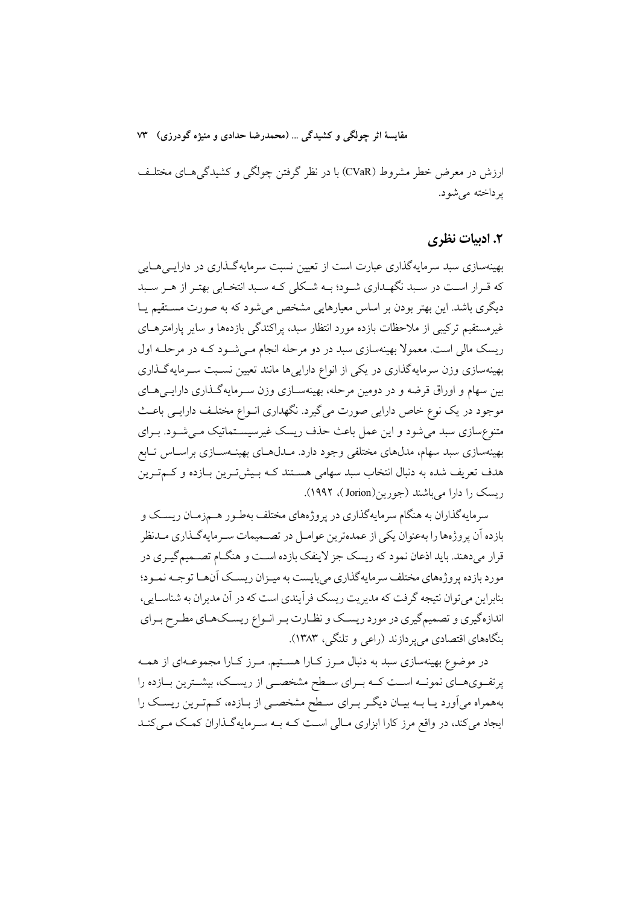ارزش در معرض خطر مشروط (CVaR) با در نظر گرفتن چولگی و کشیدگی‌های مختلف پرداخته می‌شود.

## ۲. ادبیات نظری

بهینه‌سازی سبد سرمایه‌گذاری عبارت است از تعیین نسبت سرمایه‌گذاری در دارایی‌هایی که قرار است در سبد نگهداری شود؛ به شکلی که سبد انتخابی بهتر از هر سبد دیگری باشد. این بهتر بودن بر اساس معیارهایی مشخص می‌شود که به صورت مستقیم یا غیرمستقیم ترکیبی از ملاحظات بازده مورد انتظار سبد، پراکندگی بازده‌ها و سایر پارامترهای ریسک مالی است. معمولا بهینه‌سازی سبد در دو مرحله انجام می‌شود که در مرحله اول بهینه‌سازی وزن سرمایه‌گذاری در یکی از انواع دارایی‌ها مانند تعیین نسبت سرمایه‌گذاری بین سهام و اوراق قرضه و در دومین مرحله، بهینه‌سازی وزن سرمایه‌گذاری دارایی‌های موجود در یک نوع خاص دارایی صورت می‌گیرد. نگهداری انواع مختلف دارایی باعث متنوع‌سازی سبد می‌شود و این عمل باعث حذف ریسک غیرسیستماتیک می‌شود. برای بهینه‌سازی سبد سهام، مدل‌های مختلفی وجود دارد. مدل‌های بهینه‌سازی براساس تابع هدف تعریف شده به دنبال انتخاب سبد سهامی هستند که بیش‌ترین بازده و کم‌ترین ریسک را دارا می‌باشند (جورین(Jorion)، ۱۹۹۲).

سرمایه‌گذاران به هنگام سرمایه‌گذاری در پروژه‌های مختلف به‌طور هم‌زمان ریسک و بازده آن پروژه‌ها را به‌عنوان یکی از عمده‌ترین عوامل در تصمیمات سرمایه‌گذاری مدنظر قرار می‌دهند. باید اذعان نمود که ریسک جز لاینفک بازده است و هنگام تصمیم‌گیری در مورد بازده پروژه‌های مختلف سرمایه‌گذاری می‌بایست به میزان ریسک آن‌ها توجه نمود؛ بنابراین می‌توان نتیجه گرفت که مدیریت ریسک فرآیندی است که در آن مدیران به شناسایی، اندازه‌گیری و تصمیم‌گیری در مورد ریسک و نظارت بر انواع ریسک‌های مطرح برای بنگاه‌های اقتصادی می‌پردازند (راعی و تلنگی، ۱۳۸۳).

در موضوع بهینه‌سازی سبد به دنبال مرز کارا هستیم. مرز کارا مجموعه‌ای از همه پرتفوی‌های نمونه است که برای سطح مشخصی از ریسک، بیشترین بازده را به‌همراه می‌آورد یا به بیان دیگر برای سطح مشخصی از بازده، کم‌ترین ریسک را ایجاد می‌کند، در واقع مرز کارا ابزاری مالی است که به سرمایه‌گذاران کمک می‌کند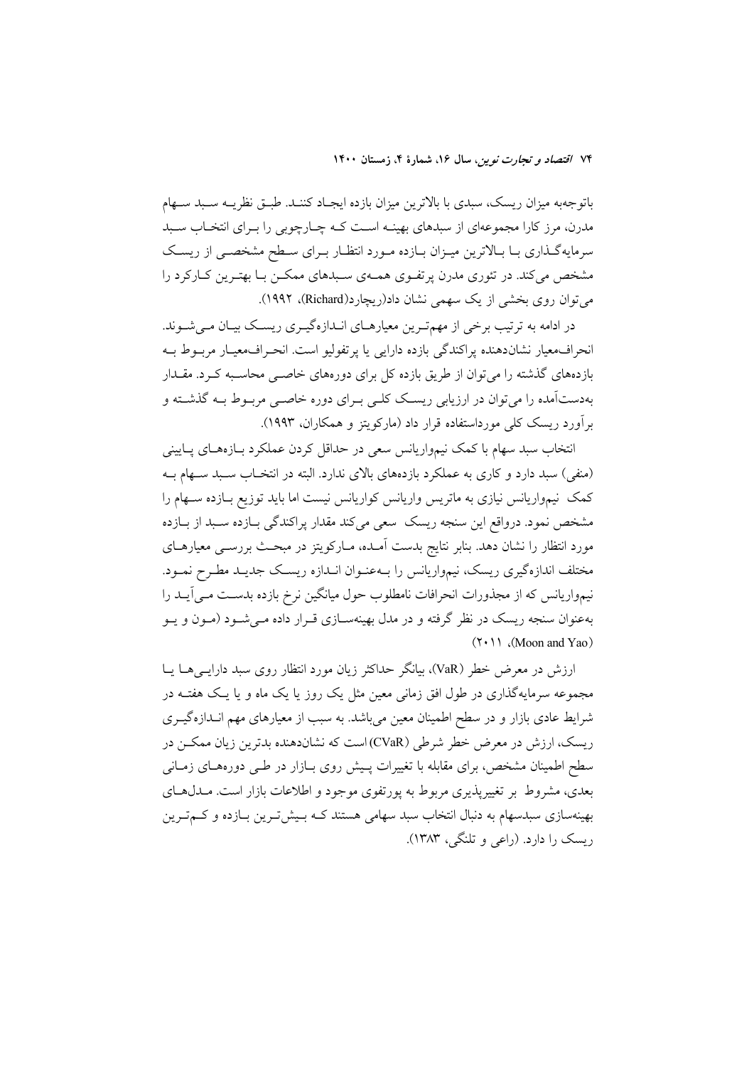باتوجه‌به میزان ریسک، سبدی با بالاترین میزان بازده ایجاد کنند. طبق نظریه سبد سهام مدرن، مرز کارا مجموعه‌ای از سبدهای بهینه است که چارچوبی را برای انتخاب سبد سرمایه‌گذاری با بالاترین میزان بازده مورد انتظار برای سطح مشخصی از ریسک مشخص می‌کند. در تئوری مدرن پرتفوی همه‌ی سبدهای ممکن با بهترین کارکرد را می‌توان روی بخشی از یک سهمی نشان داد(ریچارد(Richard)، ۱۹۹۲).

در ادامه به ترتیب برخی از مهم‌ترین معیارهای اندازه‌گیری ریسک بیان می‌شوند. انحراف‌معیار نشان‌دهنده پراکندگی بازده دارایی یا پرتفولیو است. انحراف‌معیار مربوط به بازده‌های گذشته را می‌توان از طریق بازده کل برای دوره‌های خاصی محاسبه کرد. مقدار به‌دست‌آمده را می‌توان در ارزیابی ریسک کلی برای دوره خاصی مربوط به گذشته و برآورد ریسک کلی مورداستفاده قرار داد (مارکویتز و همکاران، ۱۹۹۳).

انتخاب سبد سهام با کمک نیم‌واریانس سعی در حداقل کردن عملکرد بازده‌های پایینی (منفی) سبد دارد و کاری به عملکرد بازده‌های بالای ندارد. البته در انتخاب سبد سهام به کمک نیم‌واریانس نیازی به ماتریس واریانس کواریانس نیست اما باید توزیع بازده سهام را مشخص نمود. درواقع این سنجه ریسک سعی می‌کند مقدار پراکندگی بازده سبد از بازده مورد انتظار را نشان دهد. بنابر نتایج بدست آمده، مارکویتز در مبحث بررسی معیارهای مختلف اندازه‌گیری ریسک، نیم‌واریانس را به‌عنوان اندازه ریسک جدید مطرح نمود. نیم‌واریانس که از مجذورات انحرافات نامطلوب حول میانگین نرخ بازده بدست می‌آید را به‌عنوان سنجه ریسک در نظر گرفته و در مدل بهینه‌سازی قرار داده می‌شود (مون و یو (Moon and Yao)، ۲۰۱۱).

ارزش در معرض خطر (VaR)، بیانگر حداکثر زیان مورد انتظار روی سبد دارایی‌ها یا مجموعه سرمایه‌گذاری در طول افق زمانی معین مثل یک روز یا یک ماه و یا یک هفته در شرایط عادی بازار و در سطح اطمینان معین می‌باشد. به سبب از معیارهای مهم اندازه‌گیری ریسک، ارزش در معرض خطر شرطی (CVaR) است که نشان‌دهنده بدترین زیان ممکن در سطح اطمینان مشخص، برای مقابله با تغییرات پیش روی بازار در طی دوره‌های زمانی بعدی، مشروط بر تغییرپذیری مربوط به پورتفوی موجود و اطلاعات بازار است. مدل‌های بهینه‌سازی سبدسهام به دنبال انتخاب سبد سهامی هستند که بیش‌ترین بازده و کم‌ترین ریسک را دارد. (راعی و تلنگی، ۱۳۸۳).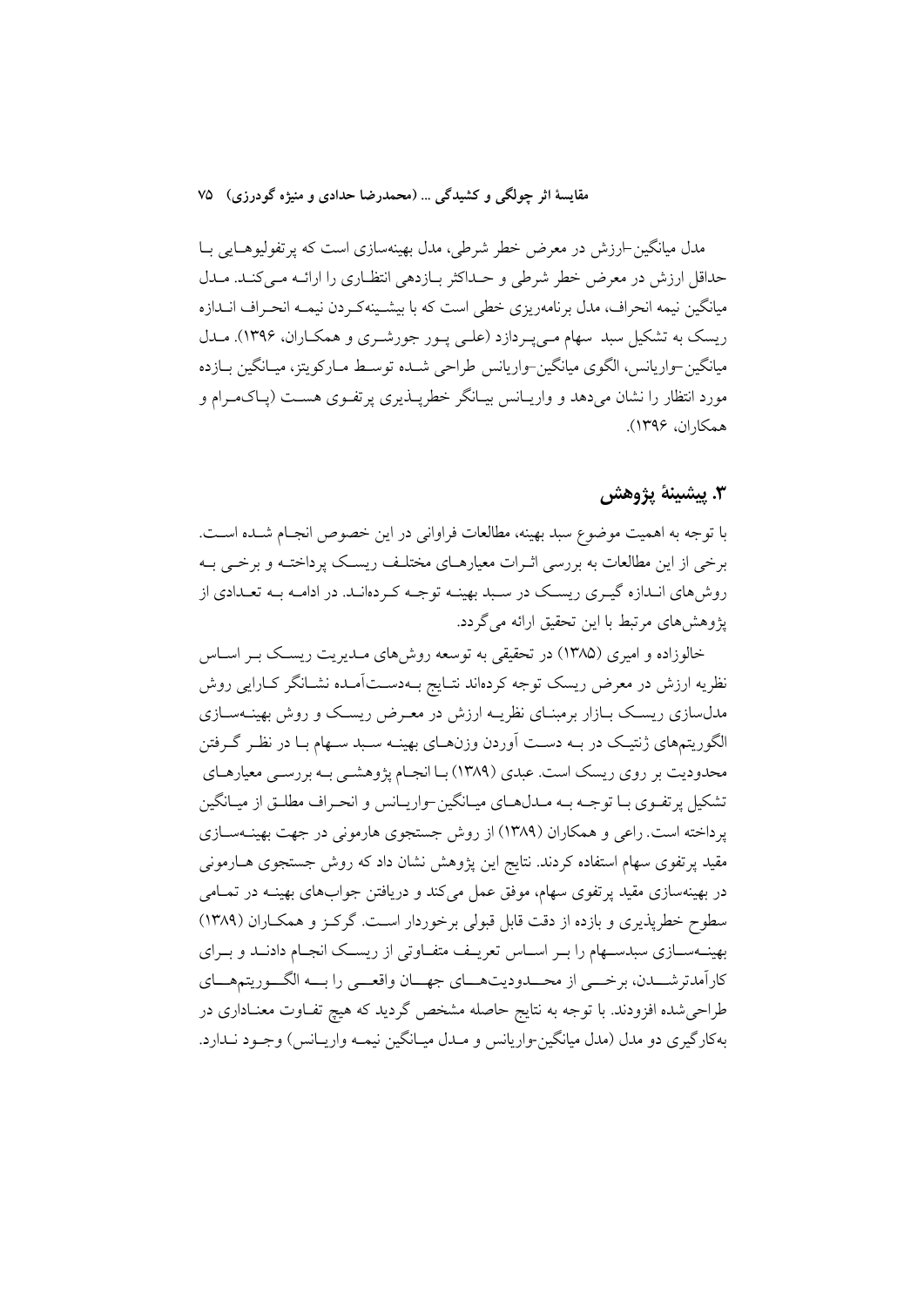مدل میانگین-ارزش در معرض خطر شرطی، مدل بهینه‌سازی است که پرتفولیوهایی با حداقل ارزش در معرض خطر شرطی و حداکثر بازدهی انتظاری را ارائه می‌کند. مدل میانگین نیمه انحراف، مدل برنامه‌ریزی خطی است که با بیشینه‌کردن نیمه انحراف اندازه ریسک به تشکیل سبد سهام می‌پردازد (علی پور جورشری و همکاران، ۱۳۹۶). مدل میانگین-واریانس، الگوی میانگین-واریانس طراحی شده توسط مارکویتز، میانگین بازده مورد انتظار را نشان می‌دهد و واریانس بیانگر خطرپذیری پرتفوی هست (پاک‌مرام و همکاران، ۱۳۹۶).

## ۳. پیشینهٔ پژوهش

با توجه به اهمیت موضوع سبد بهینه، مطالعات فراوانی در این خصوص انجام شده است. برخی از این مطالعات به بررسی اثرات معیارهای مختلف ریسک پرداخته و برخی به روش‌های اندازه گیری ریسک در سبد بهینه توجه کرده‌اند. در ادامه به تعدادی از پژوهش‌های مرتبط با این تحقیق ارائه می‌گردد.

خالوزاده و امیری (۱۳۸۵) در تحقیقی به توسعه روش‌های مدیریت ریسک بر اساس نظریه ارزش در معرض ریسک توجه کرده‌اند نتایج به‌دست‌آمده نشانگر کارایی روش مدل‌سازی ریسک بازار برمبنای نظریه ارزش در معرض ریسک و روش بهینه‌سازی الگوریتم‌های ژنتیک در به دست آوردن وزن‌های بهینه سبد سهام با در نظر گرفتن محدودیت بر روی ریسک است. عبدی (۱۳۸۹) با انجام پژوهشی به بررسی معیارهای تشکیل پرتفوی با توجه به مدل‌های میانگین-واریانس و انحراف مطلق از میانگین پرداخته است. راعی و همکاران (۱۳۸۹) از روش جستجوی هارمونی در جهت بهینه‌سازی مقید پرتفوی سهام استفاده کردند. نتایج این پژوهش نشان داد که روش جستجوی هارمونی در بهینه‌سازی مقید پرتفوی سهام، موفق عمل می‌کند و دریافتن جواب‌های بهینه در تمامی سطوح خطرپذیری و بازده از دقت قابل قبولی برخوردار است. گرکز و همکاران (۱۳۸۹) بهینه‌سازی سبدسهام را بر اساس تعریف متفاوتی از ریسک انجام دادند و برای کارآمدترشدن، برخی از محدودیت‌های جهان واقعی را به الگوریتم‌های طراحی‌شده افزودند. با توجه به نتایج حاصله مشخص گردید که هیچ تفاوت معناداری در به‌کارگیری دو مدل (مدل میانگین-واریانس و مدل میانگین نیمه واریانس) وجود ندارد.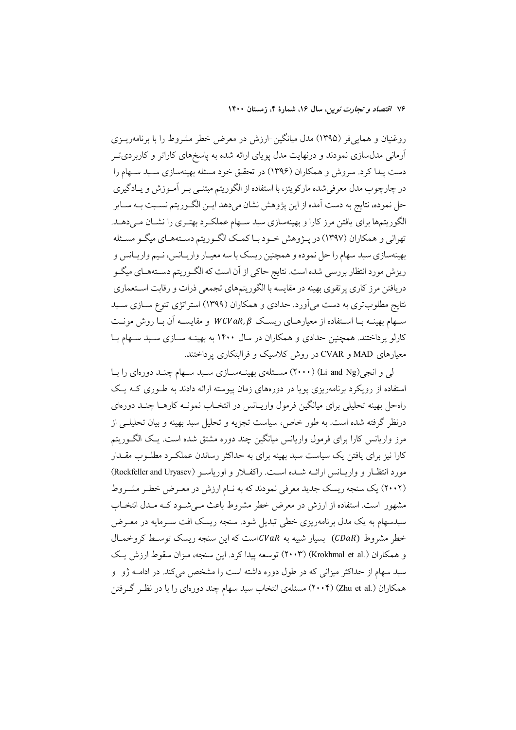روغنیان و همایی‌فر (۱۳۹۵) مدل میانگین-ارزش در معرض خطر مشروط را با برنامه‌ریزی آرمانی مدل‌سازی نمودند و درنهایت مدل پویای ارائه شده به پاسخ‌های کاراتر و کاربردی‌تر دست پیدا کرد. سروش و همکاران (۱۳۹۶) در تحقیق خود مسئله بهینه‌سازی سبد سهام را در چارچوب مدل معرفی‌شده مارکویتز، با استفاده از الگوریتم مبتنی بر آموزش و یادگیری حل نموده، نتایج به دست آمده از این پژوهش نشان می‌دهد این الگوریتم نسبت به سایر الگوریتم‌ها برای یافتن مرز کارا و بهینه‌سازی سبد سهام عملکرد بهتری را نشان می‌دهد. تهرانی و همکاران (۱۳۹۷) در پژوهش خود با کمک الگوریتم دسته‌های میگو مسئله بهینه‌سازی سبد سهام را حل نموده و همچنین ریسک با سه معیار واریانس، نیم واریانس و ریزش مورد انتظار بررسی شده است. نتایج حاکی از آن است که الگوریتم دسته‌های میگو دریافتن مرز کاری پرتفوی بهینه در مقایسه با الگوریتم‌های تجمعی ذرات و رقابت استعماری نتایج مطلوب‌تری به دست می‌آورد. حدادی و همکاران (۱۳۹۹) استراتژی تنوع سازی سبد سهام بهینه با استفاده از معیارهای ریسک $WCVaR, \beta$ و مقایسه آن با روش مونت کارلو پرداختند. همچنین حدادی و همکاران در سال ۱۴۰۰ به بهینه سازی سبد سهام با معیارهای MAD و CVAR در روش کلاسیک و فراابتکاری پرداختند.

لی و انجی(Li and Ng) (۲۰۰۰) مسئله‌ی بهینه‌سازی سبد سهام چند دوره‌ای را با استفاده از رویکرد برنامه‌ریزی پویا در دوره‌های زمان پیوسته ارائه دادند به طوری که یک راه‌حل بهینه تحلیلی برای میانگین فرمول واریانس در انتخاب نمونه کارها چند دوره‌ای درنظر گرفته شده است. به طور خاص، سیاست تجزیه و تحلیل سبد بهینه و بیان تحلیلی از مرز واریانس کارا برای فرمول واریانس میانگین چند دوره مشتق شده است. یک الگوریتم کارا نیز برای یافتن یک سیاست سبد بهینه برای به حداکثر رساندن عملکرد مطلوب مقدار مورد انتظار و واریانس ارائه شده است. راکفلار و اوریاسو (Rockfeller and Uryasev) (۲۰۰۲) یک سنجه ریسک جدید معرفی نمودند که به نام ارزش در معرض خطر مشروط مشهور است. استفاده از ارزش در معرض خطر مشروط باعث می‌شود که مدل انتخاب سبدسهام به یک مدل برنامه‌ریزی خطی تبدیل شود. سنجه ریسک افت سرمایه در معرض خطر مشروط ($CDaR$) بسیار شبیه به $CVaR$است که این سنجه ریسک توسط کروخمال و همکاران (Krokhmal et al.) (۲۰۰۳) توسعه پیدا کرد. این سنجه، میزان سقوط ارزش یک سبد سهام از حداکثر میزانی که در طول دوره داشته است را مشخص می‌کند. در ادامه ژو و همکاران (Zhu et al.) (۲۰۰۴) مسئله‌ی انتخاب سبد سهام چند دوره‌ای را با در نظر گرفتن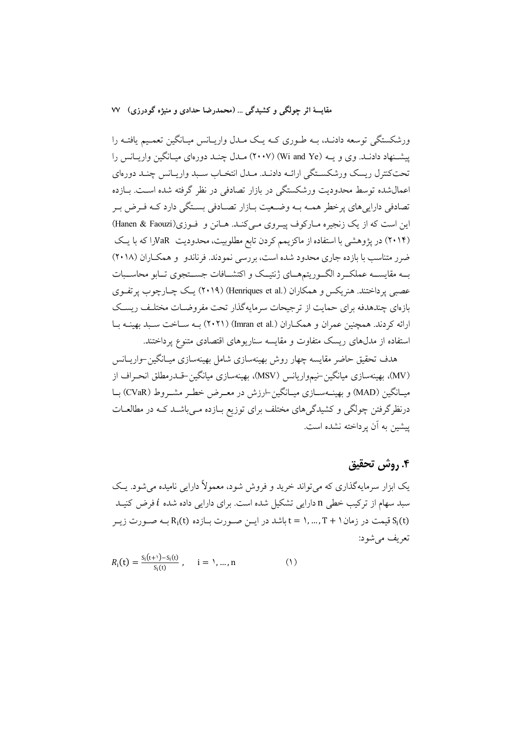ورشکستگی توسعه دادنـد، بـه طـوری کـه یـک مـدل واریـانس میـانگین تعمـیم یافتـه را پیشـنهاد دادنـد. وی و یـه (Wi and Ye) (۲۰۰۷) مـدل چنـد دوره‌ای میـانگین واریـانس را تحت‌کنترل ریسک ورشکسـتگی ارائـه دادنـد. مـدل انتخـاب سـبد واریـانس چنـد دوره‌ای اعمال‌شده توسط محدودیت ورشکستگی در بازار تصادفی در نظر گرفته شده اسـت. بـازده تصادفی دارایی‌های پرخطر همـه بـه وضـعیت بـازار تصـادفی بسـتگی دارد کـه فـرض بـر این است که از یک زنجیره مـارکوف پیـروی مـی‌کنـد. هـانن و فـوزی(Hanen & Faouzi) (۲۰۱۴) در پژوهشی با استفاده از ماکزیمم کردن تابع مطلوبیت، محدودیت VaRرا که با یـک ضرر متناسب با بازده جاری محدود شده است، بررسی نمودند. فرناندو و همکـاران (۲۰۱۸) بـه مقایسـه عملکـرد الگـوریتم‌هـای ژنتیـک و اکتشـافات جسـتجوی تـابو محاسـبات عصبی پرداختند. هنریکس و همکاران (Henriques et al.) (۲۰۱۹) یـک چـارچوب پرتفـوی بازه‌ای چندهدفه برای حمایت از ترجیحات سرمایه‌گذار تحت مفروضـات مختلـف ریسـک ارائه کردند. همچنین عمران و همکـاران (Imran et al.) (۲۰۲۱) بـه سـاخت سـبد بهینـه بـا استفاده از مدل‌های ریسک متفاوت و مقایسه سناریوهای اقتصادی متنوع پرداختند.

هدف تحقیق حاضر مقایسه چهار روش بهینه‌سازی شامل بهینه‌سازی میـانگین–واریـانس (MV)، بهینه‌سازی میانگین–نیم‌واریانس (MSV)، بهینه‌سازی میانگین–قـدرمطلق انحـراف از میـانگین (MAD) و بهینـه‌سـازی میـانگین–ارزش در معـرض خطـر مشـروط (CVaR) بـا درنظرگرفتن چولگی و کشیدگی‌های مختلف برای توزیع بـازده مـی‌باشـد کـه در مطالعـات پیشین به آن پرداخته نشده است.

## ۴. روش تحقیق

یک ابزار سرمایه‌گذاری که می‌تواند خرید و فروش شود، معمولاً دارایی نامیده می‌شود. یـک سبد سهام از ترکیب خطی n دارایی تشکیل شده است. برای دارایی داده شده $i$ فرض کنیـد $S_i(t)$ قیمت در زمان $t = 1, \dots, T+1$ باشد در ایـن صـورت بـازده $R_i(t)$ بـه صـورت زیـر تعریف می‌شود:

$$R_i(t) = \frac{S_i(t+1) - S_i(t)}{S_i(t)}, \quad i = 1, \dots, n \qquad (1)$$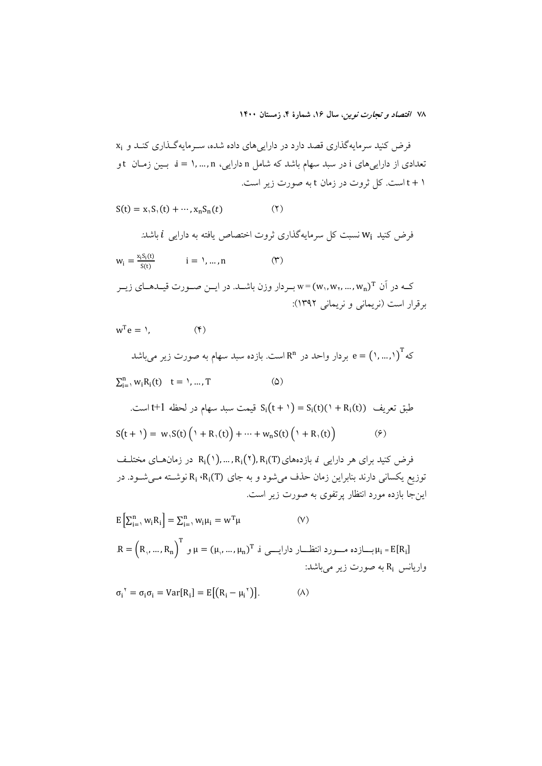فرض کنید سرمایه‌گذاری قصد دارد در دارایی‌های داده شده، سـرمایه‌گـذاری کنـد و $x_i$ تعدادی از دارایی‌های i در سبد سهام باشد که شامل n دارایی، $i = 1, \ldots, n$ بـین زمـان t و $t+1$ است. کل ثروت در زمان t به صورت زیر است.

$$S(t) = x_1 S_1(t) + \cdots , x_n S_n(t) \qquad (2)$$

فرض کنید $w_i$ نسبت کل سرمایه‌گذاری ثروت اختصاص یافته به دارایی $i$ باشد:

$$w_i = \frac{x_i S_i(t)}{S(t)} \qquad i = 1, \ldots, n \qquad (3)$$

کـه در آن $w = (w_1, w_2, \ldots, w_n)^T$ بـردار وزن باشـد. در ایـن صـورت قیـدهـای زیـر برقرار است (نریمانی و نریمانی ۱۳۹۲):

$$w^T e = 1, \qquad (4)$$

که $e = (1, \ldots, 1)^T$ بردار واحد در $R^n$ است. بازده سبد سهام به صورت زیر می‌باشد

$$\sum_{i=1}^{n} w_i R_i(t) \quad t = 1, \ldots, T \qquad (5)$$

طبق تعریف $S_i(t+1) = S_i(t)(1 + R_i(t))$ قیمت سبد سهام در لحظه $t+1$ است.

$$S(t+1) = w_1 S(t)\left(1 + R_1(t)\right) + \cdots + w_n S(t)\left(1 + R_1(t)\right) \qquad (6)$$

فرض کنید برای هر دارایی $i$ بازده‌های $R_i(1), \ldots, R_i(2), R_i(T)$ در زمان‌هـای مختلـف توزیع یکسانی دارند بنابراین زمان حذف می‌شود و به جای $R_i(T)$، $R_i$ نوشـته مـی‌شـود. در این‌جا بازده مورد انتظار پرتفوی به صورت زیر است.

$$E\left[\sum_{i=1}^{n} w_i R_i\right] = \sum_{i=1}^{n} w_i \mu_i = w^T \mu \qquad (7)$$

$\mu_i = E[R_i]$ بـازده مـورد انتظـار دارایـی $i$، $\mu = (\mu_1, \ldots, \mu_n)^T$ و $R = \left(R_1, \ldots, R_n\right)^T$. واریانس $R_i$ به صورت زیر می‌باشد:

$$\sigma_i^2 = \sigma_i \sigma_i = Var[R_i] = E\left[\left(R_i - \mu_i^2\right)\right]. \qquad (8)$$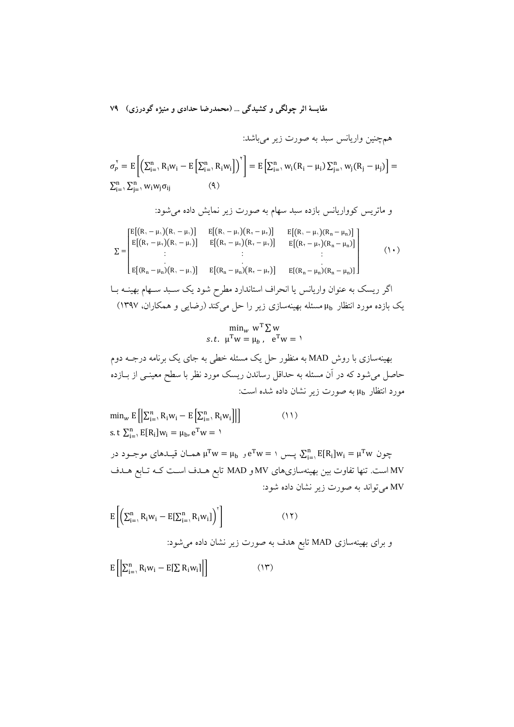همچنین واریانس سبد به صورت زیر می‌باشد:

$$\sigma_P^2 = E\left[\left(\sum_{i=1}^{n} R_i w_i - E\left[\sum_{i=1}^{n} R_i w_i\right]\right)^2\right] = E\left[\sum_{i=1}^{n} w_i(R_i - \mu_i)\sum_{j=1}^{n} w_j(R_j - \mu_j)\right] = \sum_{i=1}^{n}\sum_{j=1}^{n} w_i w_j \sigma_{ij} \qquad (9)$$

و ماتریس کوواریانس بازده سبد سهام به صورت زیر نمایش داده می‌شود:

$$\Sigma = \begin{bmatrix} E[(R_1 - \mu_1)(R_1 - \mu_1)] & E[(R_1 - \mu_1)(R_2 - \mu_2)] & E[(R_1 - \mu_1)(R_n - \mu_n)] \\ E[(R_2 - \mu_2)(R_1 - \mu_1)] & E[(R_2 - \mu_2)(R_2 - \mu_2)] & E[(R_2 - \mu_2)(R_n - \mu_n)] \\ \vdots & \vdots & \vdots \\ E[(R_n - \mu_n)(R_1 - \mu_1)] & E[(R_n - \mu_n)(R_2 - \mu_2)] & E[(R_n - \mu_n)(R_n - \mu_n)] \end{bmatrix} \qquad (10)$$

اگر ریسک به عنوان واریانس یا انحراف استاندارد مطرح شود یک سبد سهام بهینه با یک بازده مورد انتظار $\mu_b$ مسئله بهینه‌سازی زیر را حل می‌کند (رضایی و همکاران، ۱۳۹۷)

$$\min_w \; w^T \Sigma w$$
$$s.t. \;\; \mu^T w = \mu_b \,, \;\; e^T w = 1$$

بهینه‌سازی با روش MAD به منظور حل یک مسئله خطی به جای یک برنامه درجه دوم حاصل می‌شود که در آن مسئله به حداقل رساندن ریسک مورد نظر با سطح معینی از بازده مورد انتظار $\mu_b$ به صورت زیر نشان داده شده است:

$$\min_w E\left[\left|\sum_{i=1}^{n} R_i w_i - E\left[\sum_{i=1}^{n} R_i w_i\right]\right|\right] \qquad (11)$$
$$s.t \; \sum_{i=1}^{n} E[R_i] w_i = \mu_b, e^T w = 1$$

چون $\sum_{i=1}^{n} E[R_i] w_i = \mu^T w$، پس $e^T w = 1$ و $\mu^T w = \mu_b$ همان قیدهای موجود در MV است. تنها تفاوت بین بهینه‌سازی‌های MV و MAD تابع هدف است که تابع هدف MV می‌تواند به صورت زیر نشان داده شود:

$$E\left[\left(\sum_{i=1}^{n} R_i w_i - E\left[\sum_{i=1}^{n} R_i w_i\right]\right)^2\right] \qquad (12)$$

و برای بهینه‌سازی MAD تابع هدف به صورت زیر نشان داده می‌شود:

$$E\left[\left|\sum_{i=1}^{n} R_i w_i - E\left[\sum R_i w_i\right]\right|\right] \qquad (13)$$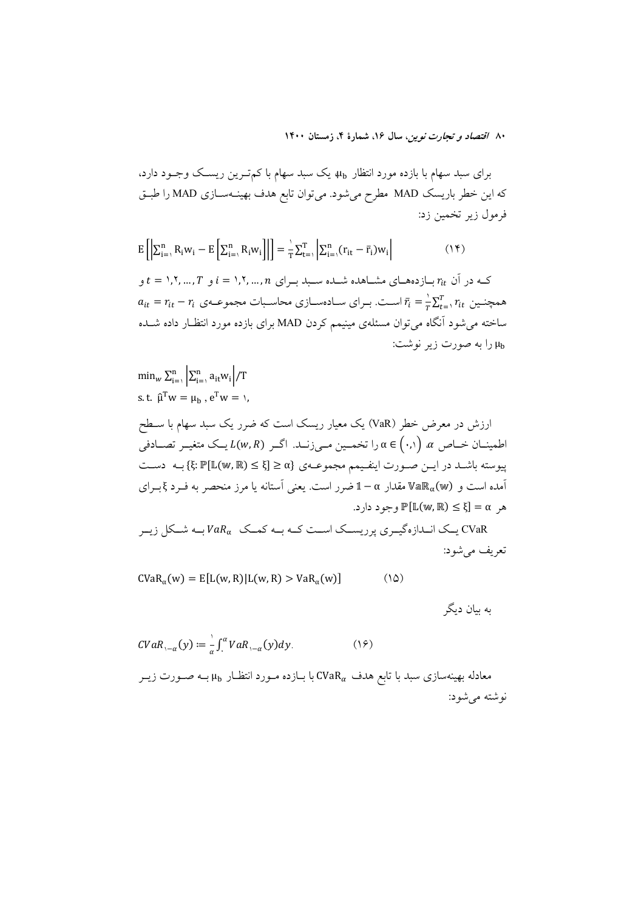برای سبد سهام با بازده مورد انتظار $\mu_b$ یک سبد سهام با کم‌ترین ریسک وجود دارد، که این خطر باریسک MAD مطرح می‌شود. می‌توان تابع هدف بهینه‌سازی MAD را طبق فرمول زیر تخمین زد:

$$E\left[\left|\sum_{i=1}^{n} R_i w_i - E\left[\sum_{i=1}^{n} R_i w_i\right]\right|\right] = \frac{1}{T}\sum_{t=1}^{T}\left|\sum_{i=1}^{n}(r_{it} - \bar{r}_i)w_i\right| \qquad (14)$$

که در آن $r_{it}$ بازده‌های مشاهده شده سبد برای $i = 1,2,\dots,n$ و $t = 1,2,\dots,T$ و همچنین $\bar{r}_i = \frac{1}{T}\sum_{t=1}^{T} r_{it}$ است. برای ساده‌سازی محاسبات مجموعه‌ی $a_{it} = r_{it} - r_i$ ساخته می‌شود آنگاه می‌توان مسئله‌ی مینیمم کردن MAD برای بازده مورد انتظار داده شده $\mu_b$ را به صورت زیر نوشت:

$$\min_w \sum_{i=1}^{n}\left|\sum_{i=1}^{n} a_{it} w_i\right|/T$$
$$\text{s.t. } \hat{\mu}^T w = \mu_b ,\ e^T w = 1,$$

ارزش در معرض خطر (VaR) یک معیار ریسک است که ضرر یک سبد سهام با سطح اطمینان خاص $\alpha$، $\alpha \in (0,1)$ را تخمین می‌زند. اگر $L(w,R)$ یک متغیر تصادفی پیوسته باشد در این صورت اینفیمم مجموعه‌ی $\{\xi : \mathbb{P}[\mathbb{L}(\mathbb{w},\mathbb{R}) \le \xi] \ge \alpha\}$ به دست آمده است و $\mathbb{VaR}_\alpha(\mathbb{w})$ مقدار $\mathbb{1} - \alpha$ ضرر است. یعنی آستانه یا مرز منحصر به فرد $\xi$ برای هر $\mathbb{P}[\mathbb{L}(\mathbb{w},\mathbb{R}) \le \xi] = \alpha$ وجود دارد.

CVaR یک اندازه‌گیری پرریسک است که به کمک $VaR_\alpha$ به شکل زیر تعریف می‌شود:

$$\mathrm{CVaR}_\alpha(w) = E[L(w,R) \mid L(w,R) > \mathrm{VaR}_\alpha(w)] \qquad (15)$$

به بیان دیگر

$$CVaR_{1-\alpha}(y) := \frac{1}{\alpha}\int_0^\alpha VaR_{1-\alpha}(y)dy. \qquad (16)$$

معادله بهینه‌سازی سبد با تابع هدف $\mathrm{CVaR}_\alpha$ با بازده مورد انتظار $\mu_b$ به صورت زیر نوشته می‌شود: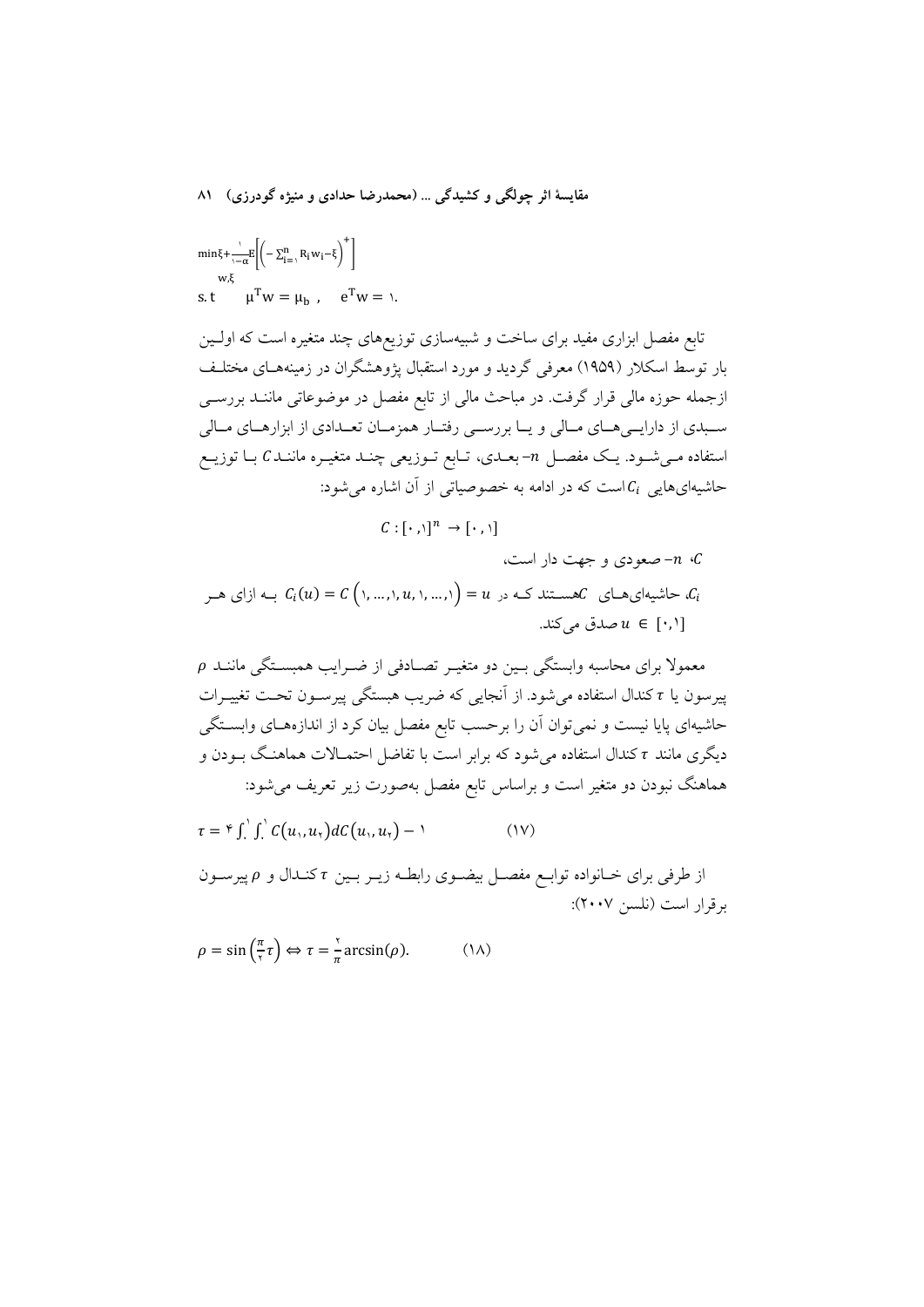$$\min_{w,\xi} \xi + \frac{1}{1-\alpha} E\left[\left(-\sum_{i=1}^{n} R_i w_i - \xi\right)^{+}\right]$$

$$\text{s.t} \quad \mu^T w = \mu_b \,, \quad e^T w = 1.$$

تابع مفصل ابزاری مفید برای ساخت و شبیه‌سازی توزیع‌های چند متغیره است که اولین بار توسط اسکلار (۱۹۵۹) معرفی گردید و مورد استقبال پژوهشگران در زمینه‌های مختلف ازجمله حوزه مالی قرار گرفت. در مباحث مالی از تابع مفصل در موضوعاتی مانند بررسی سبدی از دارایی‌های مالی و یا بررسی رفتار همزمان تعدادی از ابزارهای مالی استفاده می‌شود. یک مفصل $n$- بعدی، تابع توزیعی چند متغیره مانند $C$ با توزیع حاشیه‌ایهایی $C_i$ است که در ادامه به خصوصیاتی از آن اشاره می‌شود:

$$C: [0,1]^n \rightarrow [0,1]$$

$C$، $n$- صعودی و جهت دار است،

$C_i$، حاشیه‌ای‌های $C$ هستند که در $C_i(u) = C\left(1, \dots, 1, u, 1, \dots, 1\right) = u$ به ازای هر $u \in [0,1]$ صدق می‌کند.

معمولا برای محاسبه وابستگی بین دو متغیر تصادفی از ضرایب همبستگی مانند $\rho$ پیرسون یا $\tau$ کندال استفاده می‌شود. از آنجایی که ضریب هبستگی پیرسون تحت تغییرات حاشیه‌ای پایا نیست و نمی‌توان آن را برحسب تابع مفصل بیان کرد از اندازه‌های وابستگی دیگری مانند $\tau$ کندال استفاده می‌شود که برابر است با تفاضل احتمالات هماهنگ بودن و هماهنگ نبودن دو متغیر است و براساس تابع مفصل به‌صورت زیر تعریف می‌شود:

$$\tau = 4\int_0^1 \int_0^1 C(u_1, u_2)\, dC(u_1, u_2) - 1 \qquad (17)$$

از طرفی برای خانواده توابع مفصل بیضوی رابطه زیر بین $\tau$ کندال و $\rho$ پیرسون برقرار است (نلسن ۲۰۰۷):

$$\rho = \sin\left(\frac{\pi}{2}\tau\right) \Leftrightarrow \tau = \frac{2}{\pi}\arcsin(\rho). \qquad (18)$$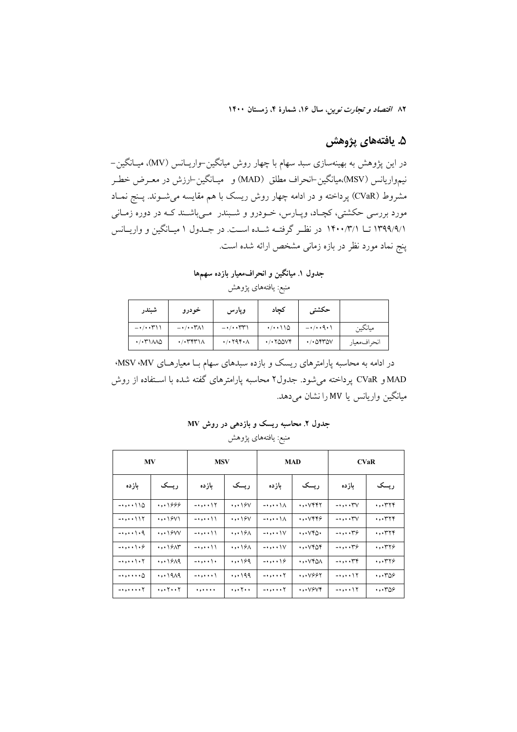## ۵. یافته‌های پژوهش

در این پژوهش به بهینه‌سازی سبد سهام با چهار روش میانگین-واریانس (MV)، میانگین-نیم‌واریانس (MSV)،میانگین-انحراف مطلق (MAD) و میانگین-ارزش در معرض خطر مشروط (CVaR) پرداخته و در ادامه چهار روش ریسک با هم مقایسه می‌شوند. پنج نماد مورد بررسی حکشتی، کچاد، وپارس، خودرو و شبندر می‌باشند که در دوره زمانی ۱۳۹۹/۹/۱ تا ۱۴۰۰/۳/۱ در نظر گرفته شده است. در جدول ۱ میانگین و واریانس پنج نماد مورد نظر در بازه زمانی مشخص ارائه شده است.

**جدول ۱. میانگین و انحراف‌معیار بازده سهم‌ها**

منبع: یافته‌های پژوهش

| | حکشتی | کچاد | وپارس | خودرو | شبندر |
|---|---|---|---|---|---|
| میانگین | ۰/۰۰۹۰۱- | ۰/۰۰۱۱۵ | ۰/۰۰۳۳۱- | ۰/۰۰۳۸۱- | ۰/۰۰۳۱۱- |
| انحراف‌معیار | ۰/۰۵۴۳۵۷ | ۰/۰۲۵۵۷۴ | ۰/۰۲۹۴۰۸ | ۰/۰۳۴۳۱۸ | ۰/۰۳۱۸۸۵ |

در ادامه به محاسبه پارامترهای ریسک و بازده سبدهای سهام با معیارهای MV، MSV، MAD و CVaR پرداخته می‌شود. جدول۲ محاسبه پارامترهای گفته شده با استفاده از روش میانگین واریانس یا MV را نشان می‌دهد.

**جدول ۲. محاسبه ریسک و بازدهی در روش MV**

منبع: یافته‌های پژوهش

| CVaR | | MAD | | MSV | | MV | |
|---|---|---|---|---|---|---|---|
| ریسک | بازده | ریسک | بازده | ریسک | بازده | ریسک | بازده |
| ۰٫۰۳۲۴ | ۰٫۰۰۳۷- | ۰٫۰۷۴۴۲ | ۰٫۰۰۱۸- | ۰٫۰۱۶۷ | ۰٫۰۰۱۲- | ۰٫۰۱۶۶۶ | ۰٫۰۰۱۱۵- |
| ۰٫۰۳۲۴ | ۰٫۰۰۳۷- | ۰٫۰۷۴۴۶ | ۰٫۰۰۱۸- | ۰٫۰۱۶۷ | ۰٫۰۰۱۱- | ۰٫۰۱۶۷۱ | ۰٫۰۰۱۱۲- |
| ۰٫۰۳۲۴ | ۰٫۰۰۳۶- | ۰٫۰۷۴۵۰ | ۰٫۰۰۱۷- | ۰٫۰۱۶۸ | ۰٫۰۰۱۱- | ۰٫۰۱۶۷۷ | ۰٫۰۰۱۰۹- |
| ۰٫۰۳۲۶ | ۰٫۰۰۳۶- | ۰٫۰۷۴۵۴ | ۰٫۰۰۱۷- | ۰٫۰۱۶۸ | ۰٫۰۰۱۱- | ۰٫۰۱۶۸۳ | ۰٫۰۰۱۰۶- |
| ۰٫۰۳۲۶ | ۰٫۰۰۳۴- | ۰٫۰۷۴۵۸ | ۰٫۰۰۱۶- | ۰٫۰۱۶۹ | ۰٫۰۰۱۰- | ۰٫۰۱۶۸۹ | ۰٫۰۰۱۰۲- |
| ۰٫۰۳۵۶ | ۰٫۰۰۱۲- | ۰٫۰۷۶۶۲ | ۰٫۰۰۰۲- | ۰٫۰۱۹۹ | ۰٫۰۰۰۱- | ۰٫۰۱۹۸۹ | ۰٫۰۰۰۰۵- |
| ۰٫۰۳۵۶ | ۰٫۰۰۱۲- | ۰٫۰۷۶۷۴ | ۰٫۰۰۰۲- | ۰٫۰۲۰۰ | ۰٫۰۰۰۰ | ۰٫۰۲۰۰۲ | ۰٫۰۰۰۰۲- |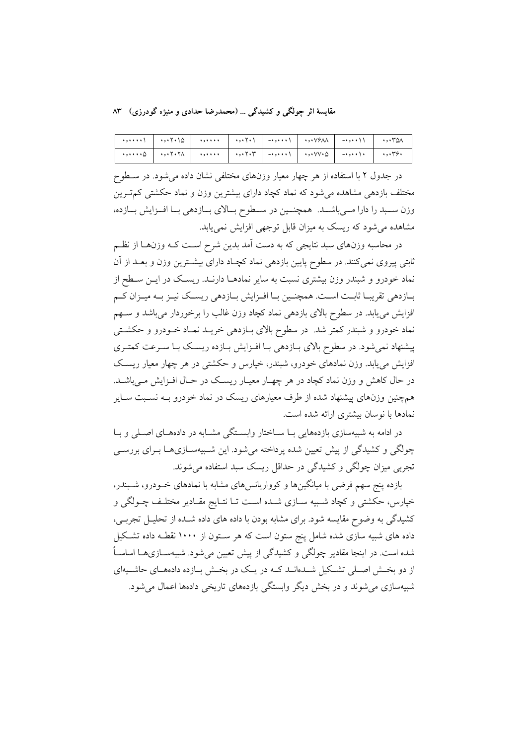| ۰٫۰۰۰۰۱ | ۰٫۰۰۲۰۱۵ | ۰٫۰۰۰۰ | ۰٫۰۰۲۰۱ | -۰٫۰۰۰۰۱ | ۰٫۰۰۷۶۸۸ | -۰٫۰۰۰۱۱ | ۰٫۰۰۳۵۸ |
|---|---|---|---|---|---|---|---|
| ۰٫۰۰۰۰۵ | ۰٫۰۰۲۰۲۸ | ۰٫۰۰۰۰ | ۰٫۰۰۲۰۳ | -۰٫۰۰۰۰۱ | ۰٫۰۰۷۷۰۵ | -۰٫۰۰۰۱۰ | ۰٫۰۰۳۶۰ |

در جدول ۲ با استفاده از هر چهار معیار وزن‌های مختلفی نشان داده می‌شود. در سطوح مختلف بازدهی مشاهده می‌شود که نماد کچاد دارای بیشترین وزن و نماد حکشتی کم‌ترین وزن سبد را دارا می‌باشد. همچنین در سطوح بالای بازدهی با افزایش بازده، مشاهده می‌شود که ریسک به میزان قابل توجهی افزایش نمی‌یابد.

در محاسبه وزن‌های سبد نتایجی که به دست آمد بدین شرح است که وزن‌ها از نظم ثابتی پیروی نمی‌کنند. در سطوح پایین بازدهی نماد کچاد دارای بیشترین وزن و بعد از آن نماد خودرو و شبندر وزن بیشتری نسبت به سایر نمادها دارند. ریسک در این سطح از بازدهی تقریبا ثابت است. همچنین با افزایش بازدهی ریسک نیز به میزان کم افزایش می‌یابد. در سطوح بالای بازدهی نماد کچاد وزن غالب را برخوردار می‌باشد و سهم نماد خودرو و شبندر کمتر شد. در سطوح بالای بازدهی خرید نماد خودرو و حکشتی پیشنهاد نمی‌شود. در سطوح بالای بازدهی با افزایش بازده ریسک با سرعت کمتری افزایش می‌یابد. وزن نمادهای خودرو، شبندر، خپارس و حکشتی در هر چهار معیار ریسک در حال کاهش و وزن نماد کچاد در هر چهار معیار ریسک در حال افزایش می‌باشد. همچنین وزن‌های پیشنهاد شده از طرف معیارهای ریسک در نماد خودرو به نسبت سایر نمادها با نوسان بیشتری ارائه شده است.

در ادامه به شبیه‌سازی بازده‌هایی با ساختار وابستگی مشابه در داده‌های اصلی و با چولگی و کشیدگی از پیش تعیین شده پرداخته می‌شود. این شبیه‌سازی‌ها برای بررسی تجربی میزان چولگی و کشیدگی در حداقل ریسک سبد استفاده می‌شوند.

بازده پنج سهم فرضی با میانگین‌ها و کوواریانس‌های مشابه با نمادهای خودرو، شبندر، خپارس، حکشتی و کچاد شبیه سازی شده است تا نتایج مقادیر مختلف چولگی و کشیدگی به وضوح مقایسه شود. برای مشابه بودن با داده های داده شده از تحلیل تجربی، داده های شبیه سازی شده شامل پنج ستون است که هر ستون از ۱۰۰۰ نقطه داده تشکیل شده است. در اینجا مقادیر چولگی و کشیدگی از پیش تعیین می‌شود. شبیه‌سازی‌ها اساساً از دو بخش اصلی تشکیل شده‌اند که در یک در بخش بازده داده‌های حاشیه‌ای شبیه‌سازی می‌شوند و در بخش دیگر وابستگی بازده‌های تاریخی داده‌ها اعمال می‌شود.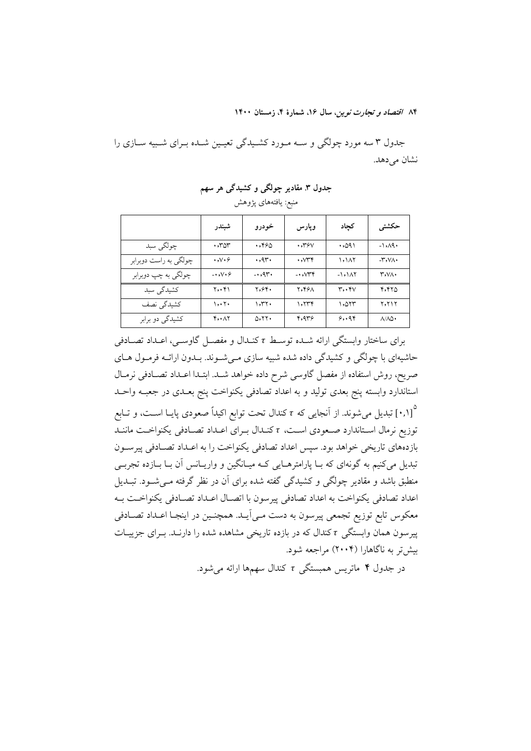جدول ۳ سه مورد چولگی و سه مورد کشیدگی تعیین شده برای شبیه سازی را نشان می‌دهد.

**جدول ۳. مقادیر چولگی و کشیدگی هر سهم**

منبع: یافته‌های پژوهش

| | شبندر | خودرو | وپارس | کچاد | حکشتی |
|---|---|---|---|---|---|
| چولگی سبد | ۰،۳۵۳ | ۰،۴۶۵ | ۰،۳۶۷ | ۰،۵۹۱ | -۱،۸۹۰ |
| چولگی به راست دوبرابر | ۰،۷۰۶ | ۰،۹۳۰ | ۰،۷۳۴ | ۱،۱۸۲ | -۳،۷۸۰ |
| چولگی به چپ دوبرابر | -۰،۷۰۶ | -۰،۹۳۰ | -۰،۷۳۴ | -۱،۱۸۲ | ۳،۷۸۰ |
| کشیدگی سبد | ۲،۰۴۱ | ۲،۶۴۰ | ۲،۴۶۸ | ۳،۰۴۷ | ۴،۴۲۵ |
| کشیدگی نصف | ۱،۰۲۰ | ۱،۳۲۰ | ۱،۲۳۴ | ۱،۵۲۳ | ۲،۲۱۲ |
| کشیدگی دو برابر | ۴،۰۸۲ | ۵،۲۲۰ | ۴،۹۳۶ | ۶،۰۹۴ | ۸،۸۵۰ |

برای ساختار وابستگی ارائه شده توسط $\tau$ کندال و مفصل گاوسی، اعداد تصادفی حاشیه‌ای با چولگی و کشیدگی داده شده شبیه سازی می‌شوند. بدون ارائه فرمول های صریح، روش استفاده از مفصل گاوسی شرح داده خواهد شد. ابتدا اعداد تصادفی نرمال استاندارد وابسته پنج بعدی تولید و به اعداد تصادفی یکنواخت پنج بعدی در جعبه واحد [۰،۱][5] تبدیل می‌شوند. از آنجایی که $\tau$ کندال تحت توابع اکیداً صعودی پایا است، و تابع توزیع نرمال استاندارد صعودی است، $\tau$ کندال برای اعداد تصادفی یکنواخت مانند بازده‌های تاریخی خواهد بود. سپس اعداد تصادفی یکنواخت را به اعداد تصادفی پیرسون تبدیل می‌کنیم به گونه‌ای که با پارامترهایی که میانگین و واریانس آن با بازده تجربی منطبق باشد و مقادیر چولگی و کشیدگی گفته شده برای آن در نظر گرفته می‌شود. تبدیل اعداد تصادفی یکنواخت به اعداد تصادفی پیرسون با اتصال اعداد تصادفی یکنواخت به معکوس تابع توزیع تجمعی پیرسون به دست می‌آید. همچنین در اینجا اعداد تصادفی پیرسون همان وابستگی $\tau$ کندال که در بازده تاریخی مشاهده شده را دارند. برای جزییات بیش‌تر به ناگاهارا (۲۰۰۴) مراجعه شود.

در جدول ۴ ماتریس همبستگی $\tau$ کندال سهم‌ها ارائه می‌شود.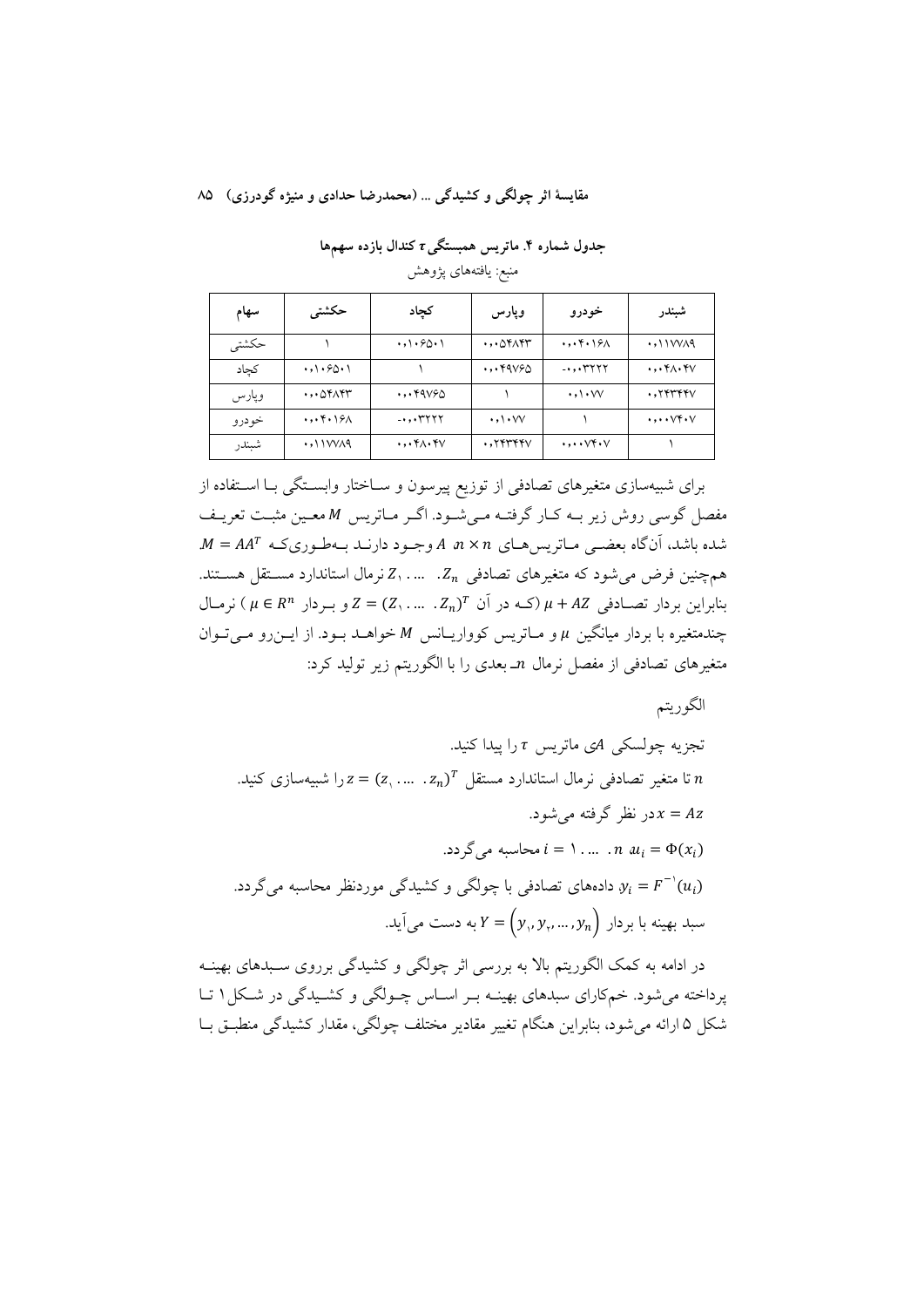**جدول شماره ۴. ماتریس همبستگی $\tau$ کندال بازده سهم‌ها**

منبع: یافته‌های پژوهش

| سهام | حکشتی | کچاد | وپارس | خودرو | شبندر |
|---|---|---|---|---|---|
| حکشتی | ۱ | ۰،۱۰۶۵۰۱ | ۰،۰۵۴۸۴۳ | ۰،۰۴۰۱۶۸ | ۰،۱۱۷۷۸۹ |
| کچاد | ۰،۱۰۶۵۰۱ | ۱ | ۰،۰۴۹۷۶۵ | -۰،۰۳۲۲۲ | ۰،۰۴۸۰۴۷ |
| وپارس | ۰،۰۵۴۸۴۳ | ۰،۰۴۹۷۶۵ | ۱ | ۰،۱۰۷۷ | ۰،۲۴۳۴۴۷ |
| خودرو | ۰،۰۴۰۱۶۸ | -۰،۰۳۲۲۲ | ۰،۱۰۷۷ | ۱ | ۰،۰۰۷۴۰۷ |
| شبندر | ۰،۱۱۷۷۸۹ | ۰،۰۴۸۰۴۷ | ۰،۲۴۳۴۴۷ | ۰،۰۰۷۴۰۷ | ۱ |

برای شبیه‌سازی متغیرهای تصادفی از توزیع پیرسون و ساختار وابستگی با استفاده از مفصل گوسی روش زیر به کار گرفته می‌شود. اگر ماتریس $M$ معین مثبت تعریف شده باشد، آن‌گاه بعضی ماتریس‌های $n \times n$ $A$ وجود دارند به‌طوری‌که $M = AA^T$. همچنین فرض می‌شود که متغیرهای تصادفی $Z_1, \dots, Z_n$ نرمال استاندارد مستقل هستند. بنابراین بردار تصادفی $\mu + AZ$ (که در آن $Z = (Z_1, \dots, Z_n)^T$ و بردار $\mu \in R^n$) نرمال چندمتغیره با بردار میانگین $\mu$ و ماتریس کوواریانس $M$ خواهد بود. از این‌رو می‌توان متغیرهای تصادفی از مفصل نرمال $n$ـ بعدی را با الگوریتم زیر تولید کرد:

الگوریتم

تجزیه چولسکی $A$ی ماتریس $\tau$ را پیدا کنید.

$n$ تا متغیر تصادفی نرمال استاندارد مستقل $z = (z_1, \dots, z_n)^T$ را شبیه‌سازی کنید.

$x = Az$ در نظر گرفته می‌شود.

$u_i = \Phi(x_i)$، $i = 1, \dots, n$ محاسبه می‌گردد.

$y_i = F^{-1}(u_i)$، داده‌های تصادفی با چولگی و کشیدگی موردنظر محاسبه می‌گردد.

سبد بهینه با بردار $Y = (y_1, y_2, \dots, y_n)$ به دست می‌آید.

در ادامه به کمک الگوریتم بالا به بررسی اثر چولگی و کشیدگی برروی سبدهای بهینه پرداخته می‌شود. خم‌کارای سبدهای بهینه بر اساس چولگی و کشیدگی در شکل ۱ تا شکل ۵ ارائه می‌شود، بنابراین هنگام تغییر مقادیر مختلف چولگی، مقدار کشیدگی منطبق با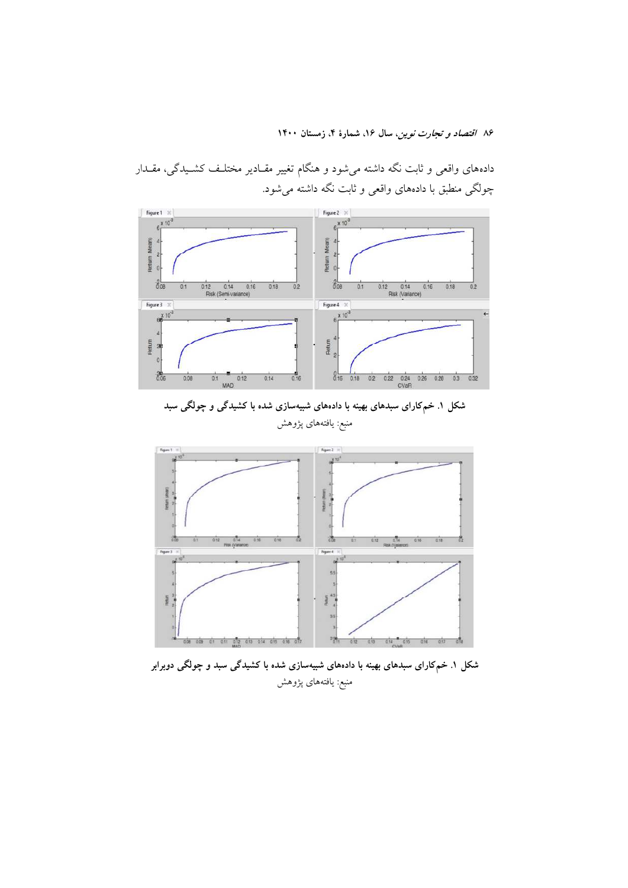داده‌های واقعی و ثابت نگه داشته می‌شود و هنگام تغییر مقـادیر مختلـف کشـیدگی، مقـدار چولگی منطبق با داده‌های واقعی و ثابت نگه داشته می‌شود.

**شکل ۱. خم‌کارای سبدهای بهینه با داده‌های شبیه‌سازی شده با کشیدگی و چولگی سبد**

منبع: یافته‌های پژوهش

**شکل ۱. خم‌کارای سبدهای بهینه با داده‌های شبیه‌سازی شده با کشیدگی سبد و چولگی دوبرابر**

منبع: یافته‌های پژوهش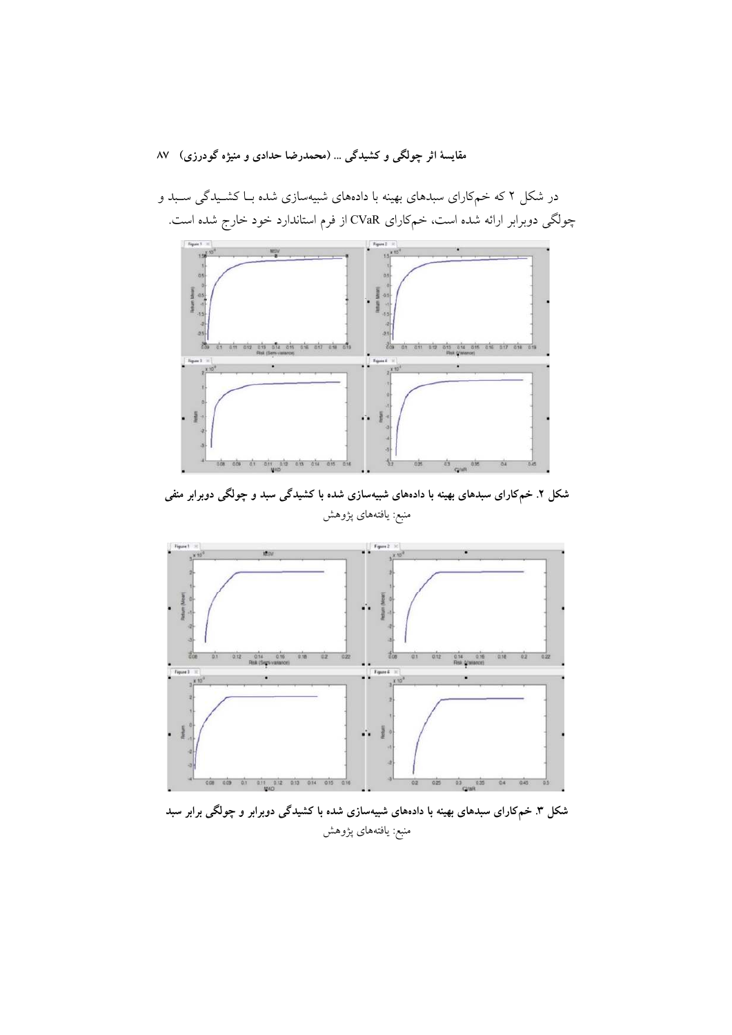در شکل ۲ که خم‌کارای سبدهای بهینه با داده‌های شبیه‌سازی شده بـا کشـیدگی سـبد و چولگی دوبرابر ارائه شده است، خم‌کارای CVaR از فرم استاندارد خود خارج شده است.

**شکل ۲. خم‌کارای سبدهای بهینه با داده‌های شبیه‌سازی شده با کشیدگی سبد و چولگی دوبرابر منفی**

منبع: یافته‌های پژوهش

**شکل ۳. خم‌کارای سبدهای بهینه با داده‌های شبیه‌سازی شده با کشیدگی دوبرابر و چولگی برابر سبد**

منبع: یافته‌های پژوهش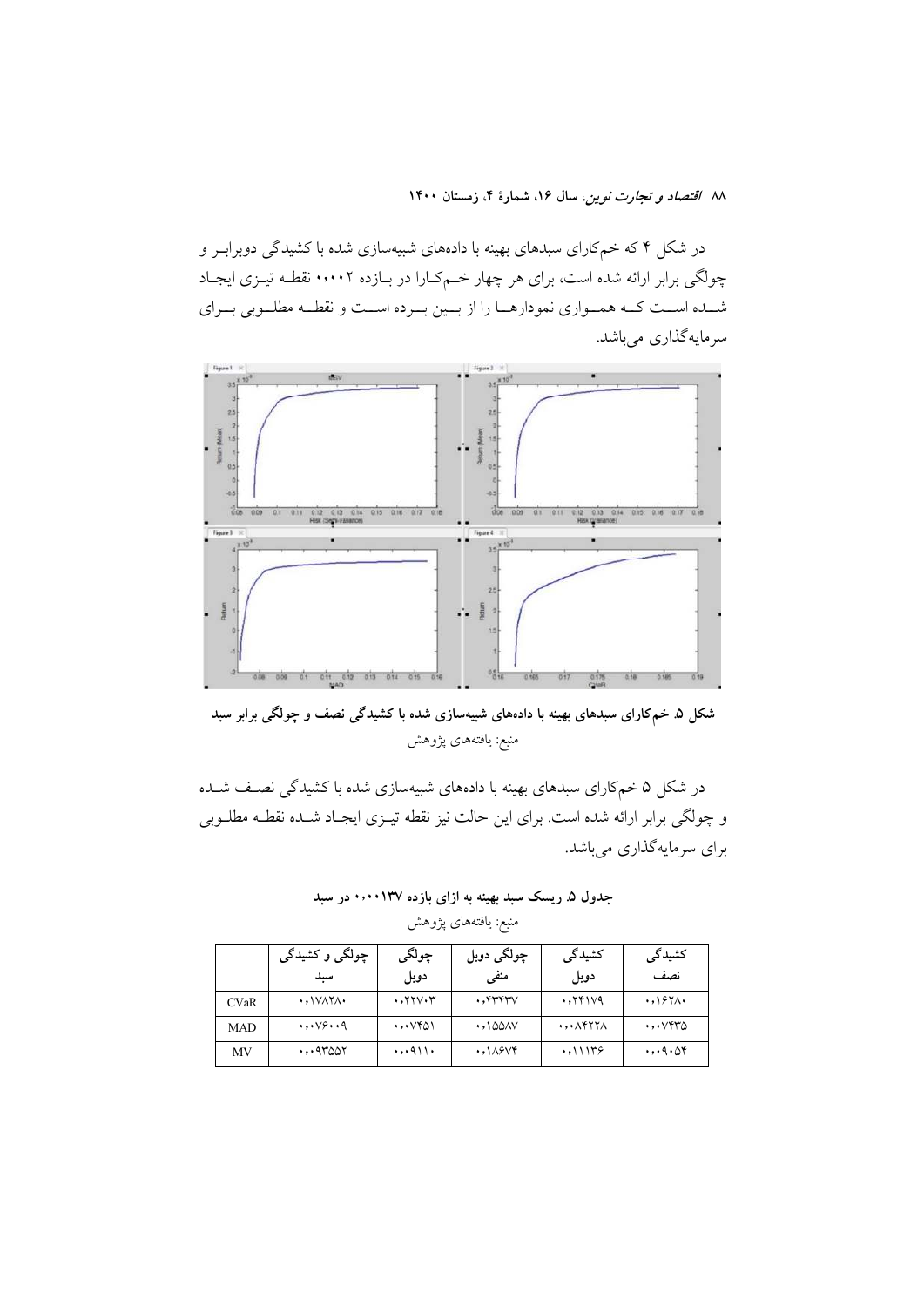در شکل ۴ که خم‌کارای سبدهای بهینه با داده‌های شبیه‌سازی شده با کشیدگی دوبرابـر و چولگی برابر ارائه شده است، برای هر چهار خم‌کـارا در بـازده ۰٫۰۰۰۲ نقطـه تیـزی ایجـاد شـده اسـت کـه همـواری نمودارهـا را از بـین بـرده اسـت و نقطـه مطلـوبی بـرای سرمایه‌گذاری می‌باشد.

**شکل ۵. خم‌کارای سبدهای بهینه با داده‌های شبیه‌سازی شده با کشیدگی نصف و چولگی برابر سبد**

منبع: یافته‌های پژوهش

در شکل ۵ خم‌کارای سبدهای بهینه با داده‌های شبیه‌سازی شده با کشیدگی نصـف شـده و چولگی برابر ارائه شده است. برای این حالت نیز نقطه تیـزی ایجـاد شـده نقطـه مطلـوبی برای سرمایه‌گذاری می‌باشد.

**جدول ۵. ریسک سبد بهینه به ازای بازده ۰٫۰۰۰۱۳۷ در سبد**

منبع: یافته‌های پژوهش

| | چولگی و کشیدگی سبد | چولگی دوبل | چولگی دوبل منفی | کشیدگی دوبل | کشیدگی نصف |
|---|---|---|---|---|---|
| CVaR | ۰٫۱۷۸۲۸۰ | ۰٫۲۲۷۰۳ | ۰٫۴۳۴۳۷ | ۰٫۲۴۱۷۹ | ۰٫۱۶۲۸۰ |
| MAD | ۰٫۰۷۶۰۰۹ | ۰٫۰۷۴۵۱ | ۰٫۱۵۵۸۷ | ۰٫۰۸۴۲۲۸ | ۰٫۰۷۴۳۵ |
| MV | ۰٫۰۹۳۵۵۲ | ۰٫۰۹۱۱۰ | ۰٫۱۸۶۷۴ | ۰٫۱۱۱۳۶ | ۰٫۰۹۰۵۴ |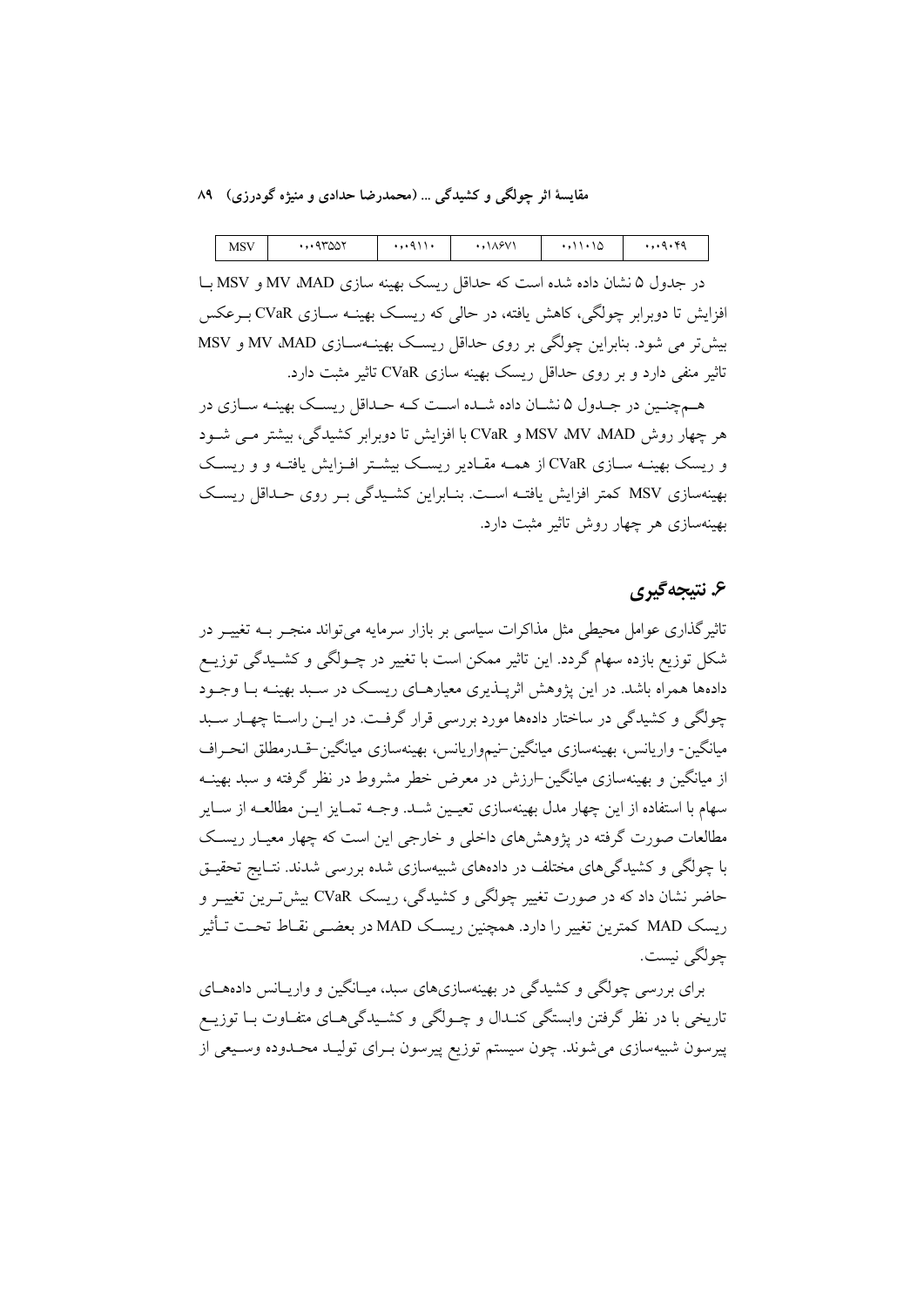| MSV | ۰٫۰۹۳۵۵۲ | ۰٫۰۹۱۱۰ | ۰٫۱۸۶۷۱ | ۰٫۱۱۰۱۵ | ۰٫۰۹۰۴۹ |
|---|---|---|---|---|---|

در جدول ۵ نشان داده شده است که حداقل ریسک بهینه سازی MAD، MV و MSV با افزایش تا دوبرابر چولگی، کاهش یافته، در حالی که ریسک بهینه سازی CVaR برعکس بیش‌تر می شود. بنابراین چولگی بر روی حداقل ریسک بهینه‌سازی MAD، MV و MSV تاثیر منفی دارد و بر روی حداقل ریسک بهینه سازی CVaR تاثیر مثبت دارد.

همچنین در جدول ۵ نشان داده شده است که حداقل ریسک بهینه سازی در هر چهار روش MAD، MV، MSV و CVaR با افزایش تا دوبرابر کشیدگی، بیشتر می شود و ریسک بهینه سازی CVaR از همه مقادیر ریسک بیشتر افزایش یافته و و ریسک بهینه‌سازی MSV کمتر افزایش یافته است. بنابراین کشیدگی بر روی حداقل ریسک بهینه‌سازی هر چهار روش تاثیر مثبت دارد.

## ۶. نتیجه‌گیری

تاثیرگذاری عوامل محیطی مثل مذاکرات سیاسی بر بازار سرمایه می‌تواند منجر به تغییر در شکل توزیع بازده سهام گردد. این تاثیر ممکن است با تغییر در چولگی و کشیدگی توزیع داده‌ها همراه باشد. در این پژوهش اثرپذیری معیارهای ریسک در سبد بهینه با وجود چولگی و کشیدگی در ساختار داده‌ها مورد بررسی قرار گرفت. در این راستا چهار سبد میانگین- واریانس، بهینه‌سازی میانگین-نیم‌واریانس، بهینه‌سازی میانگین-قدرمطلق انحراف از میانگین و بهینه‌سازی میانگین-ارزش در معرض خطر مشروط در نظر گرفته و سبد بهینه سهام با استفاده از این چهار مدل بهینه‌سازی تعیین شد. وجه تمایز این مطالعه از سایر مطالعات صورت گرفته در پژوهش‌های داخلی و خارجی این است که چهار معیار ریسک با چولگی و کشیدگی‌های مختلف در داده‌های شبیه‌سازی شده بررسی شدند. نتایج تحقیق حاضر نشان داد که در صورت تغییر چولگی و کشیدگی، ریسک CVaR بیش‌ترین تغییر و ریسک MAD کمترین تغییر را دارد. همچنین ریسک MAD در بعضی نقاط تحت تأثیر چولگی نیست.

برای بررسی چولگی و کشیدگی در بهینه‌سازی‌های سبد، میانگین و واریانس داده‌های تاریخی با در نظر گرفتن وابستگی کندال و چولگی و کشیدگی‌های متفاوت با توزیع پیرسون شبیه‌سازی می‌شوند. چون سیستم توزیع پیرسون برای تولید محدوده وسیعی از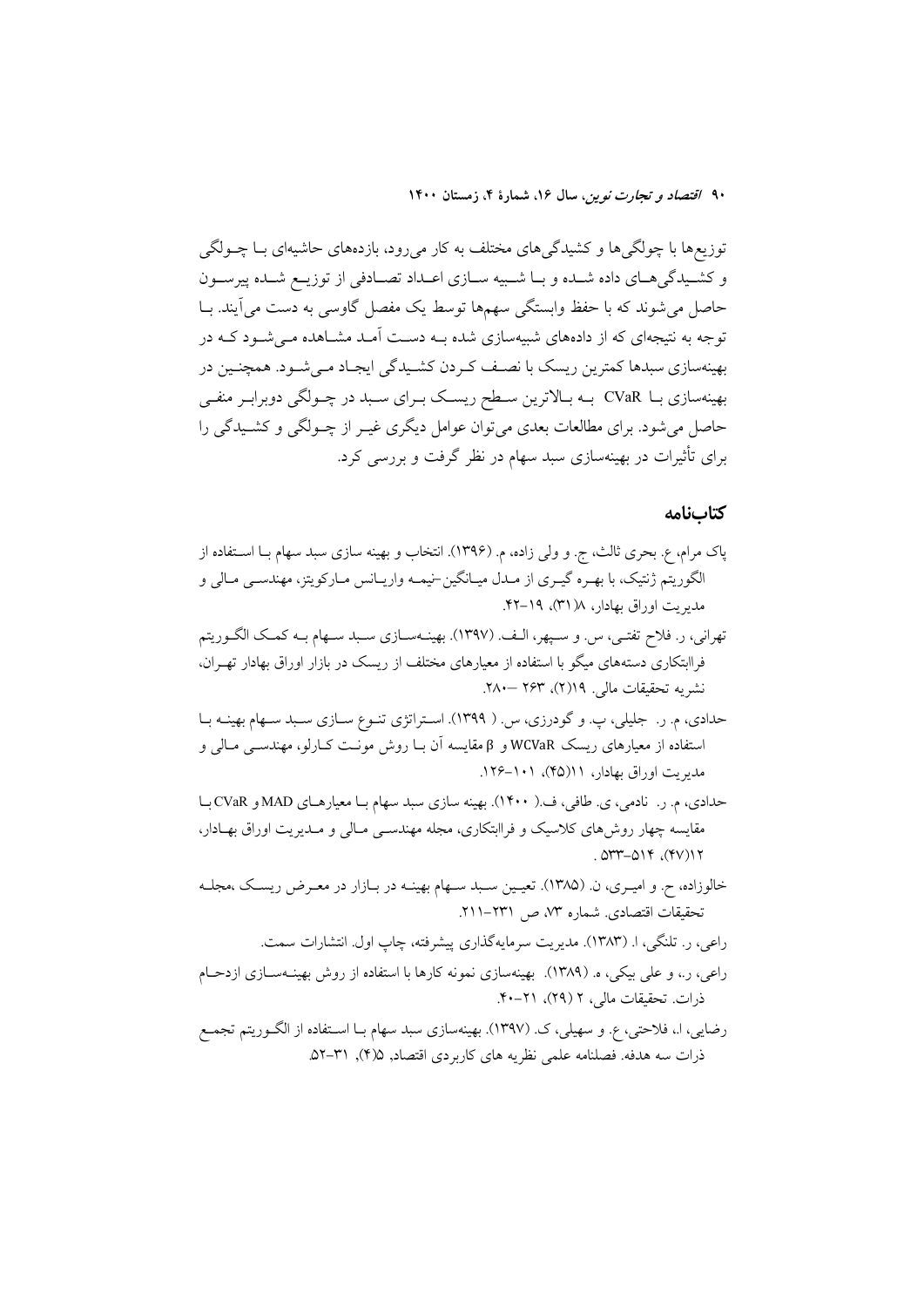توزیع‌ها با چولگی‌ها و کشیدگی‌های مختلف به کار می‌رود، بازده‌های حاشیه‌ای با چولگی و کشیدگی‌های داده شده و با شبیه سازی اعداد تصادفی از توزیع شده پیرسون حاصل می‌شوند که با حفظ وابستگی سهم‌ها توسط یک مفصل گاوسی به دست می‌آیند. با توجه به نتیجه‌ای که از داده‌های شبیه‌سازی شده به دست آمد مشاهده می‌شود که در بهینه‌سازی سبدها کمترین ریسک با نصف کردن کشیدگی ایجاد می‌شود. همچنین در بهینه‌سازی با CVaR به بالاترین سطح ریسک برای سبد در چولگی دوبرابر منفی حاصل می‌شود. برای مطالعات بعدی می‌توان عوامل دیگری غیر از چولگی و کشیدگی را برای تأثیرات در بهینه‌سازی سبد سهام در نظر گرفت و بررسی کرد.

## کتاب‌نامه

پاک مرام، ع. بحری ثالث، ج. و ولی زاده، م. (۱۳۹۶). انتخاب و بهینه سازی سبد سهام با استفاده از الگوریتم ژنتیک، با بهره گیری از مدل میانگین-نیمه واریانس مارکویتز، مهندسی مالی و مدیریت اوراق بهادار، ۸(۳۱)، ۱۹-۴۲.

تهرانی، ر. فلاح تفتی، س. و سپهر، الف. (۱۳۹۷). بهینه‌سازی سبد سهام به کمک الگوریتم فراابتکاری دسته‌های میگو با استفاده از معیارهای مختلف از ریسک در بازار اوراق بهادار تهران، نشریه تحقیقات مالی. ۱۹(۲)، ۲۶۳ —۲۸۰.

حدادی، م. ر. جلیلی، پ. و گودرزی، س. ( ۱۳۹۹). استراتژی تنوع سازی سبد سهام بهینه با استفاده از معیارهای ریسک WCVaR و β مقایسه آن با روش مونت کارلو، مهندسی مالی و مدیریت اوراق بهادار، ۱۱(۴۵)، ۱۰۱-۱۲۶.

حدادی، م. ر. نادمی، ی. طافی، ف.( ۱۴۰۰). بهینه سازی سبد سهام با معیارهای MAD و CVaR با مقایسه چهار روش‌های کلاسیک و فراابتکاری، مجله مهندسی مالی و مدیریت اوراق بهادار، ۱۲(۴۷)، ۵۱۴-۵۳۳ .

خالوزاده، ح. و امیری، ن. (۱۳۸۵). تعیین سبد سهام بهینه در بازار در معرض ریسک ،مجله تحقیقات اقتصادی. شماره ۷۳، ص ۲۳۱-۲۱۱.

راعی، ر. تلنگی، ا. (۱۳۸۳). مدیریت سرمایه‌گذاری پیشرفته، چاپ اول. انتشارات سمت.

راعی، ر.، و علی بیکی، ه. (۱۳۸۹). بهینه‌سازی نمونه کارها با استفاده از روش بهینه‌سازی ازدحام ذرات. تحقیقات مالی، ۲ (۲۹)، ۲۱-۴۰.

رضایی، ا، فلاحتی، ع. و سهیلی، ک. (۱۳۹۷). بهینه‌سازی سبد سهام با استفاده از الگوریتم تجمع ذرات سه هدفه. فصلنامه علمی نظریه های کاربردی اقتصاد, ۵(۴), ۳۱-۵۲.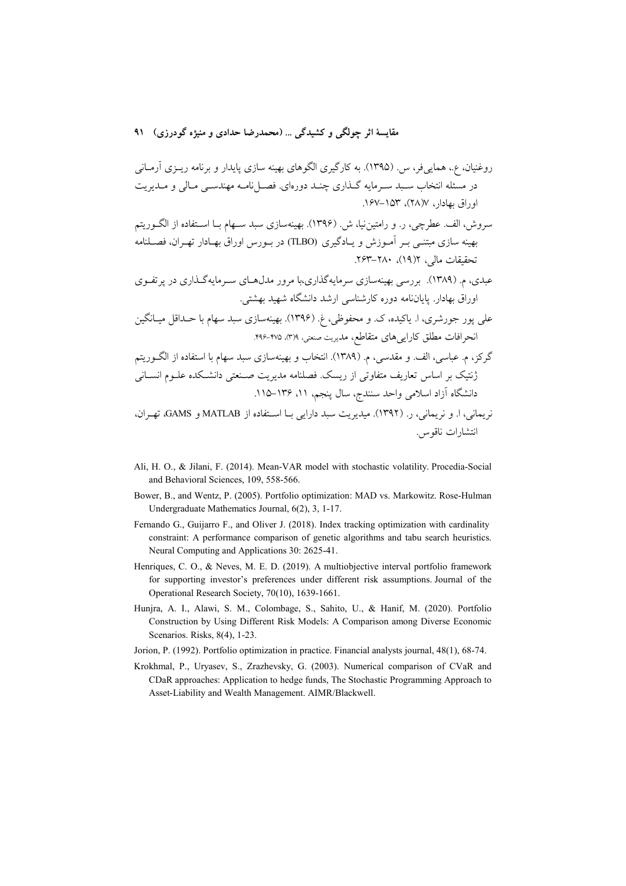روغنیان، ع.، همایی‌فر، س. (۱۳۹۵). به کارگیری الگوهای بهینه سازی پایدار و برنامه ریـزی آرمـانی در مسئله انتخاب سـبد سـرمایه گـذاری چنـد دوره‌ای. فصـل‌نامـه مهندسـی مـالی و مـدیریت اوراق بهادار، ۷(۲۸)، ۱۵۳-۱۶۷.

سروش، الف. عطرچی، ر. و رامتین‌نیا، ش. (۱۳۹۶). بهینه‌سازی سبد سـهام بـا اسـتفاده از الگـوریتم بهینه سازی مبتنـی بـر آمـوزش و یـادگیری (TLBO) در بـورس اوراق بهـادار تهـران، فصـلنامه تحقیقات مالی، ۲(۱۹)، ۲۸۰-۲۶۳.

عبدی، م. (۱۳۸۹). بررسی بهینه‌سازی سرمایه‌گذاری،با مرور مدل‌هـای سـرمایه‌گـذاری در پرتفـوی اوراق بهادار. پایان‌نامه دوره کارشناسی ارشد دانشگاه شهید بهشتی.

علی پور جورشری، ا. یاکیده، ک. و محفوظی، غ. (۱۳۹۶). بهینه‌سازی سبد سهام با حـداقل میـانگین انحرافات مطلق کارایی‌های متقاطع، مدیریت صنعتی، ۹(۳)، ۴۷۵-۴۹۶.

گرکز، م. عباسی، الف. و مقدسی، م. (۱۳۸۹). انتخاب و بهینه‌سازی سبد سهام با استفاده از الگـوریتم ژنتیک بر اساس تعاریف متفاوتی از ریسک. فصلنامه مدیریت صـنعتی دانشـکده علـوم انسـانی دانشگاه آزاد اسلامی واحد سنندج، سال پنجم، ۱۱، ۱۳۶-۱۱۵.

نریمانی، ا. و نریمانی، ر. (۱۳۹۲). میدیریت سبد دارایی بـا اسـتفاده از MATLAB و GAMS، تهـران، انتشارات ناقوس.

Ali, H. O., & Jilani, F. (2014). Mean-VAR model with stochastic volatility. Procedia-Social and Behavioral Sciences, 109, 558-566.

Bower, B., and Wentz, P. (2005). Portfolio optimization: MAD vs. Markowitz. Rose-Hulman Undergraduate Mathematics Journal, 6(2), 3, 1-17.

Fernando G., Guijarro F., and Oliver J. (2018). Index tracking optimization with cardinality constraint: A performance comparison of genetic algorithms and tabu search heuristics. Neural Computing and Applications 30: 2625-41.

Henriques, C. O., & Neves, M. E. D. (2019). A multiobjective interval portfolio framework for supporting investor's preferences under different risk assumptions. Journal of the Operational Research Society, 70(10), 1639-1661.

Hunjra, A. I., Alawi, S. M., Colombage, S., Sahito, U., & Hanif, M. (2020). Portfolio Construction by Using Different Risk Models: A Comparison among Diverse Economic Scenarios. Risks, 8(4), 1-23.

Jorion, P. (1992). Portfolio optimization in practice. Financial analysts journal, 48(1), 68-74.

Krokhmal, P., Uryasev, S., Zrazhevsky, G. (2003). Numerical comparison of CVaR and CDaR approaches: Application to hedge funds, The Stochastic Programming Approach to Asset-Liability and Wealth Management. AIMR/Blackwell.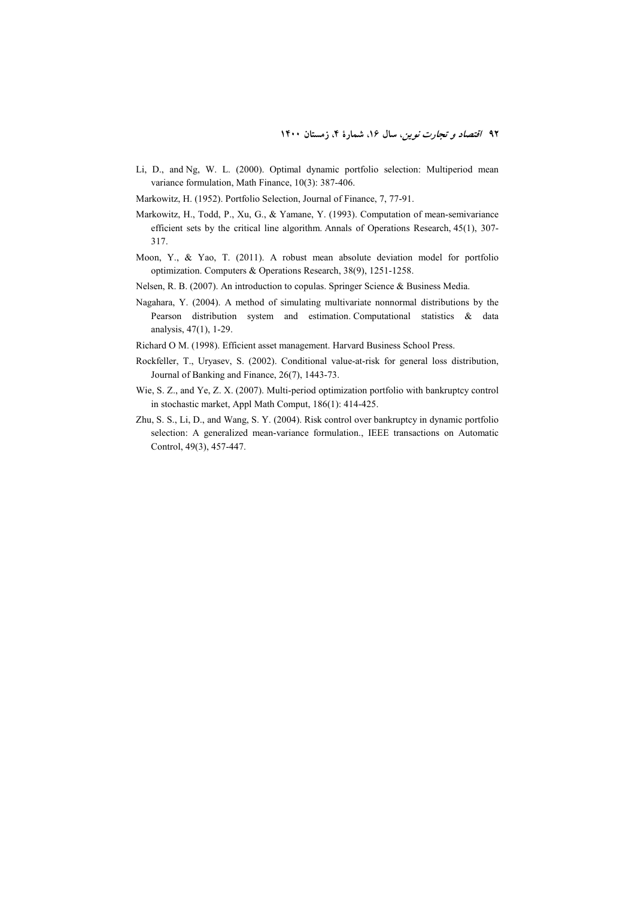Li, D., and Ng, W. L. (2000). Optimal dynamic portfolio selection: Multiperiod mean variance formulation, Math Finance, 10(3): 387-406.

Markowitz, H. (1952). Portfolio Selection, Journal of Finance, 7, 77-91.

Markowitz, H., Todd, P., Xu, G., & Yamane, Y. (1993). Computation of mean-semivariance efficient sets by the critical line algorithm. Annals of Operations Research, 45(1), 307-317.

Moon, Y., & Yao, T. (2011). A robust mean absolute deviation model for portfolio optimization. Computers & Operations Research, 38(9), 1251-1258.

Nelsen, R. B. (2007). An introduction to copulas. Springer Science & Business Media.

Nagahara, Y. (2004). A method of simulating multivariate nonnormal distributions by the Pearson distribution system and estimation. Computational statistics & data analysis, 47(1), 1-29.

Richard O M. (1998). Efficient asset management. Harvard Business School Press.

Rockfeller, T., Uryasev, S. (2002). Conditional value-at-risk for general loss distribution, Journal of Banking and Finance, 26(7), 1443-73.

Wie, S. Z., and Ye, Z. X. (2007). Multi-period optimization portfolio with bankruptcy control in stochastic market, Appl Math Comput, 186(1): 414-425.

Zhu, S. S., Li, D., and Wang, S. Y. (2004). Risk control over bankruptcy in dynamic portfolio selection: A generalized mean-variance formulation., IEEE transactions on Automatic Control, 49(3), 457-447.